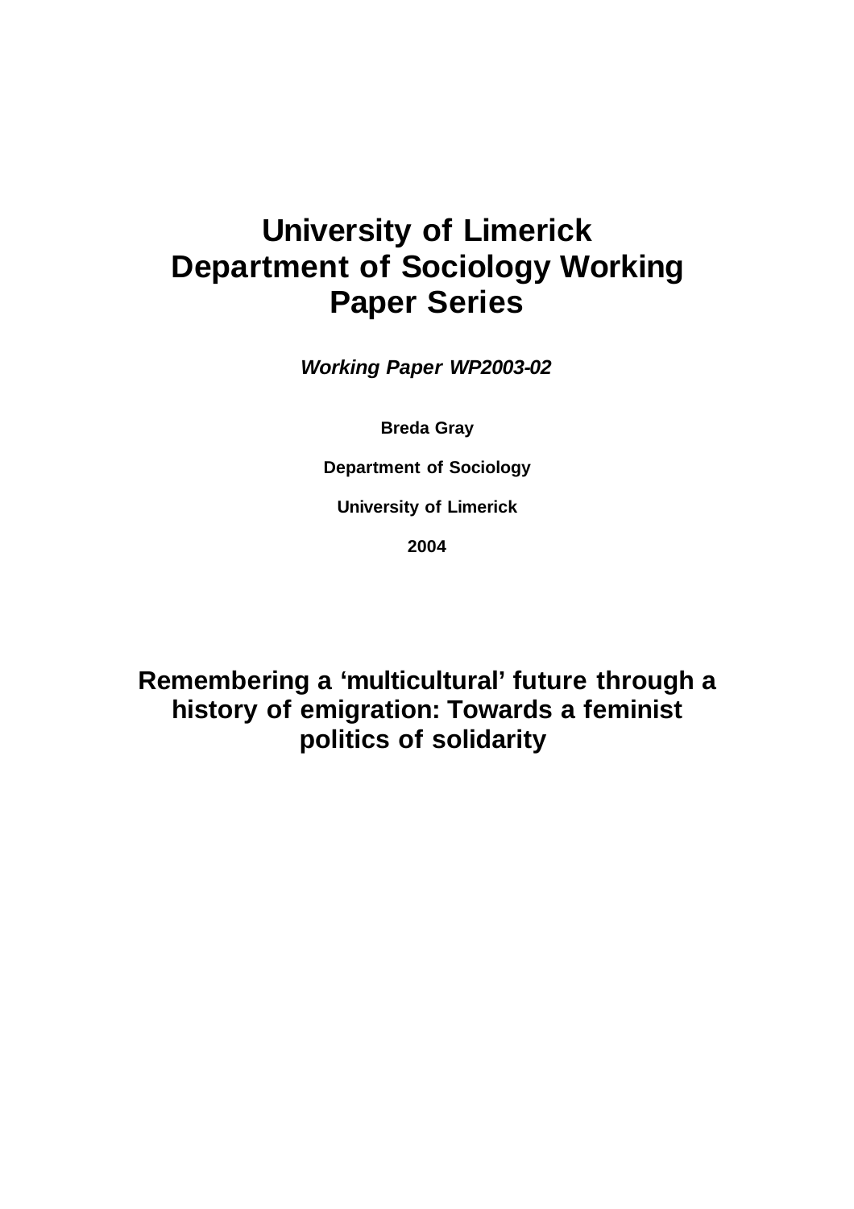# University of Limerick Department of Sociology Working Paper Series

***Working Paper WP2003-02***

**Breda Gray**

**Department of Sociology**

**University of Limerick**

**2004**

# Remembering a 'multicultural' future through a history of emigration: Towards a feminist politics of solidarity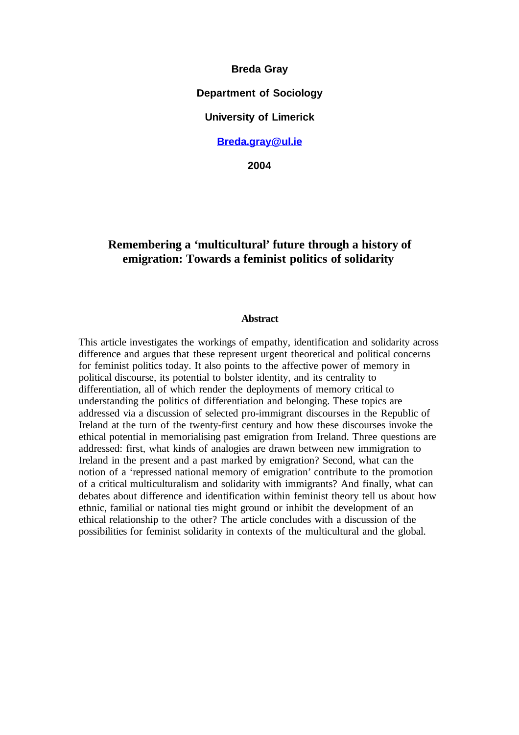**Breda Gray**

**Department of Sociology**

**University of Limerick**

**[Breda.gray@ul.ie](mailto:Breda.gray@ul.ie)**

**2004**

# Remembering a 'multicultural' future through a history of emigration: Towards a feminist politics of solidarity

### Abstract

This article investigates the workings of empathy, identification and solidarity across difference and argues that these represent urgent theoretical and political concerns for feminist politics today. It also points to the affective power of memory in political discourse, its potential to bolster identity, and its centrality to differentiation, all of which render the deployments of memory critical to understanding the politics of differentiation and belonging. These topics are addressed via a discussion of selected pro-immigrant discourses in the Republic of Ireland at the turn of the twenty-first century and how these discourses invoke the ethical potential in memorialising past emigration from Ireland. Three questions are addressed: first, what kinds of analogies are drawn between new immigration to Ireland in the present and a past marked by emigration? Second, what can the notion of a 'repressed national memory of emigration' contribute to the promotion of a critical multiculturalism and solidarity with immigrants? And finally, what can debates about difference and identification within feminist theory tell us about how ethnic, familial or national ties might ground or inhibit the development of an ethical relationship to the other? The article concludes with a discussion of the possibilities for feminist solidarity in contexts of the multicultural and the global.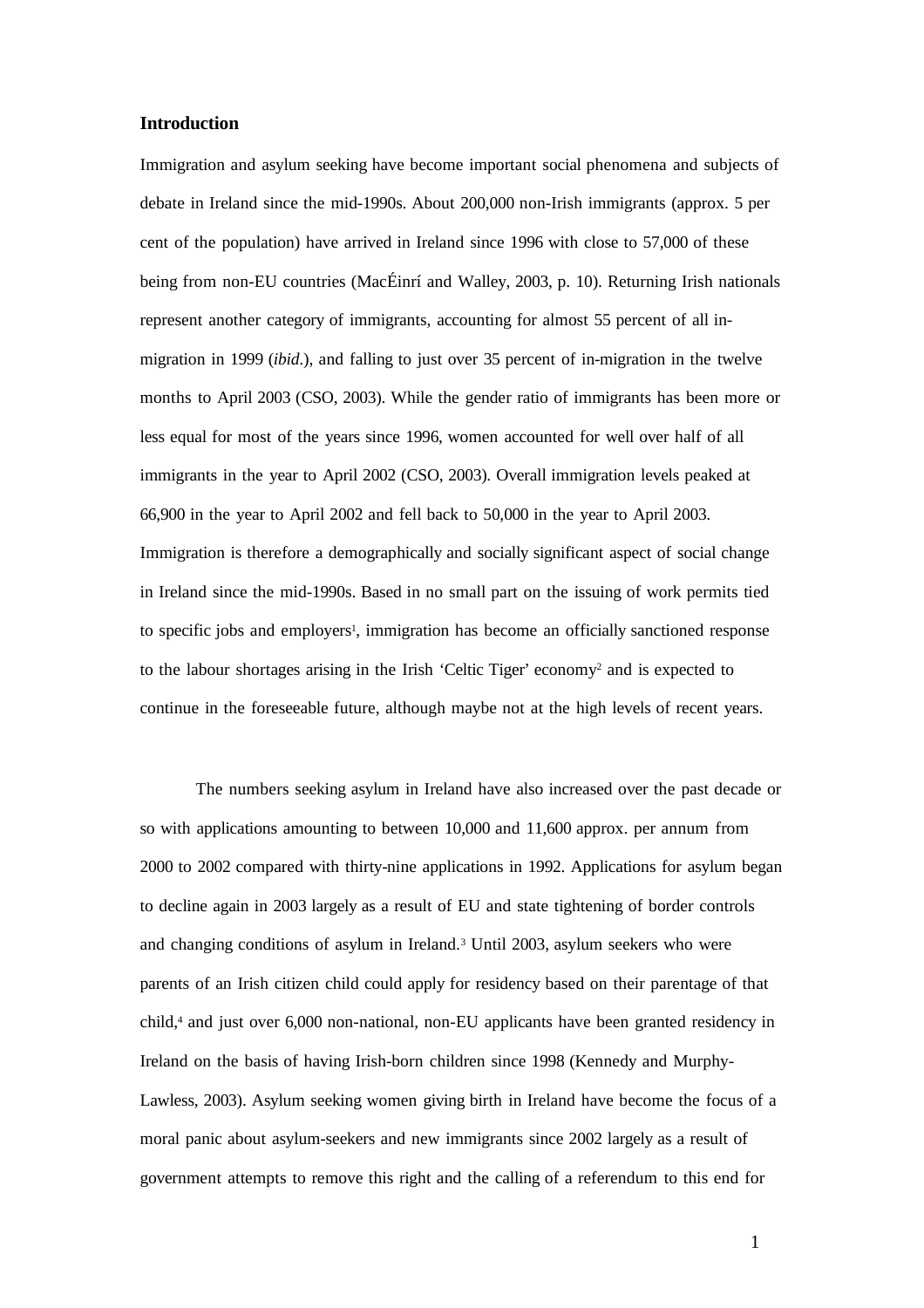## Introduction

Immigration and asylum seeking have become important social phenomena and subjects of debate in Ireland since the mid-1990s. About 200,000 non-Irish immigrants (approx. 5 per cent of the population) have arrived in Ireland since 1996 with close to 57,000 of these being from non-EU countries (MacÉinrí and Walley, 2003, p. 10). Returning Irish nationals represent another category of immigrants, accounting for almost 55 percent of all in-migration in 1999 (*ibid.*), and falling to just over 35 percent of in-migration in the twelve months to April 2003 (CSO, 2003). While the gender ratio of immigrants has been more or less equal for most of the years since 1996, women accounted for well over half of all immigrants in the year to April 2002 (CSO, 2003). Overall immigration levels peaked at 66,900 in the year to April 2002 and fell back to 50,000 in the year to April 2003. Immigration is therefore a demographically and socially significant aspect of social change in Ireland since the mid-1990s. Based in no small part on the issuing of work permits tied to specific jobs and employers[1], immigration has become an officially sanctioned response to the labour shortages arising in the Irish 'Celtic Tiger' economy[2] and is expected to continue in the foreseeable future, although maybe not at the high levels of recent years.

The numbers seeking asylum in Ireland have also increased over the past decade or so with applications amounting to between 10,000 and 11,600 approx. per annum from 2000 to 2002 compared with thirty-nine applications in 1992. Applications for asylum began to decline again in 2003 largely as a result of EU and state tightening of border controls and changing conditions of asylum in Ireland.[3] Until 2003, asylum seekers who were parents of an Irish citizen child could apply for residency based on their parentage of that child,[4] and just over 6,000 non-national, non-EU applicants have been granted residency in Ireland on the basis of having Irish-born children since 1998 (Kennedy and Murphy-Lawless, 2003). Asylum seeking women giving birth in Ireland have become the focus of a moral panic about asylum-seekers and new immigrants since 2002 largely as a result of government attempts to remove this right and the calling of a referendum to this end for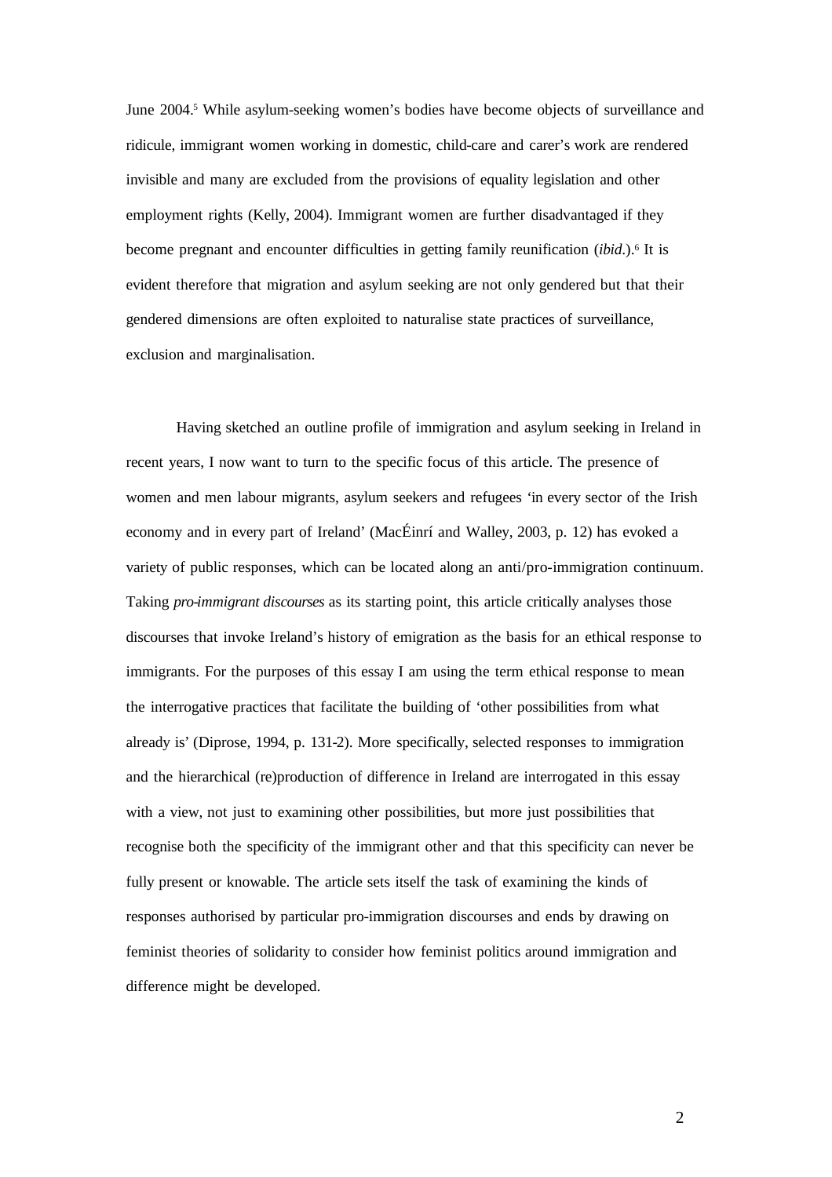June 2004.[5] While asylum-seeking women's bodies have become objects of surveillance and ridicule, immigrant women working in domestic, child-care and carer's work are rendered invisible and many are excluded from the provisions of equality legislation and other employment rights (Kelly, 2004). Immigrant women are further disadvantaged if they become pregnant and encounter difficulties in getting family reunification (*ibid.*).[6] It is evident therefore that migration and asylum seeking are not only gendered but that their gendered dimensions are often exploited to naturalise state practices of surveillance, exclusion and marginalisation.

Having sketched an outline profile of immigration and asylum seeking in Ireland in recent years, I now want to turn to the specific focus of this article. The presence of women and men labour migrants, asylum seekers and refugees 'in every sector of the Irish economy and in every part of Ireland' (MacÉinrí and Walley, 2003, p. 12) has evoked a variety of public responses, which can be located along an anti/pro-immigration continuum. Taking *pro-immigrant discourses* as its starting point, this article critically analyses those discourses that invoke Ireland's history of emigration as the basis for an ethical response to immigrants. For the purposes of this essay I am using the term ethical response to mean the interrogative practices that facilitate the building of 'other possibilities from what already is' (Diprose, 1994, p. 131-2). More specifically, selected responses to immigration and the hierarchical (re)production of difference in Ireland are interrogated in this essay with a view, not just to examining other possibilities, but more just possibilities that recognise both the specificity of the immigrant other and that this specificity can never be fully present or knowable. The article sets itself the task of examining the kinds of responses authorised by particular pro-immigration discourses and ends by drawing on feminist theories of solidarity to consider how feminist politics around immigration and difference might be developed.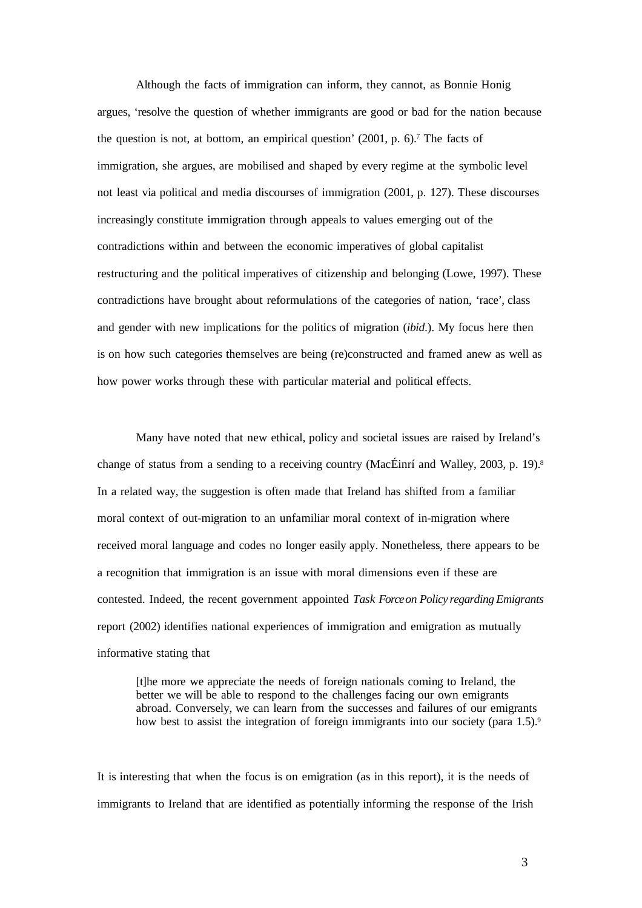Although the facts of immigration can inform, they cannot, as Bonnie Honig argues, 'resolve the question of whether immigrants are good or bad for the nation because the question is not, at bottom, an empirical question' (2001, p. 6).[7] The facts of immigration, she argues, are mobilised and shaped by every regime at the symbolic level not least via political and media discourses of immigration (2001, p. 127). These discourses increasingly constitute immigration through appeals to values emerging out of the contradictions within and between the economic imperatives of global capitalist restructuring and the political imperatives of citizenship and belonging (Lowe, 1997). These contradictions have brought about reformulations of the categories of nation, 'race', class and gender with new implications for the politics of migration (*ibid*.). My focus here then is on how such categories themselves are being (re)constructed and framed anew as well as how power works through these with particular material and political effects.

Many have noted that new ethical, policy and societal issues are raised by Ireland's change of status from a sending to a receiving country (MacÉinrí and Walley, 2003, p. 19).[8] In a related way, the suggestion is often made that Ireland has shifted from a familiar moral context of out-migration to an unfamiliar moral context of in-migration where received moral language and codes no longer easily apply. Nonetheless, there appears to be a recognition that immigration is an issue with moral dimensions even if these are contested. Indeed, the recent government appointed *Task Force on Policy regarding Emigrants* report (2002) identifies national experiences of immigration and emigration as mutually informative stating that

> [t]he more we appreciate the needs of foreign nationals coming to Ireland, the better we will be able to respond to the challenges facing our own emigrants abroad. Conversely, we can learn from the successes and failures of our emigrants how best to assist the integration of foreign immigrants into our society (para 1.5).[9]

It is interesting that when the focus is on emigration (as in this report), it is the needs of immigrants to Ireland that are identified as potentially informing the response of the Irish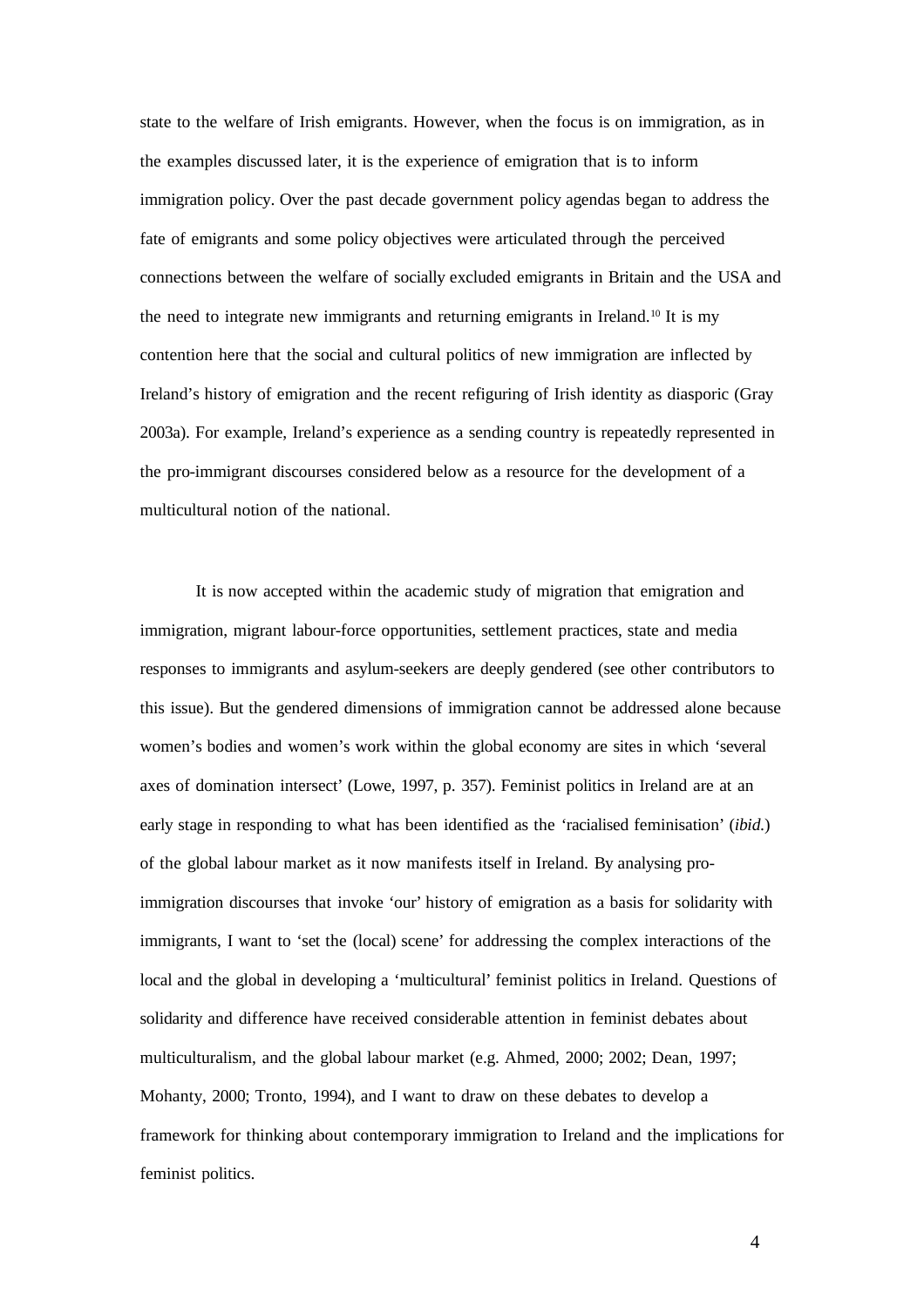state to the welfare of Irish emigrants. However, when the focus is on immigration, as in the examples discussed later, it is the experience of emigration that is to inform immigration policy. Over the past decade government policy agendas began to address the fate of emigrants and some policy objectives were articulated through the perceived connections between the welfare of socially excluded emigrants in Britain and the USA and the need to integrate new immigrants and returning emigrants in Ireland.[10] It is my contention here that the social and cultural politics of new immigration are inflected by Ireland's history of emigration and the recent refiguring of Irish identity as diasporic (Gray 2003a). For example, Ireland's experience as a sending country is repeatedly represented in the pro-immigrant discourses considered below as a resource for the development of a multicultural notion of the national.

It is now accepted within the academic study of migration that emigration and immigration, migrant labour-force opportunities, settlement practices, state and media responses to immigrants and asylum-seekers are deeply gendered (see other contributors to this issue). But the gendered dimensions of immigration cannot be addressed alone because women's bodies and women's work within the global economy are sites in which 'several axes of domination intersect' (Lowe, 1997, p. 357). Feminist politics in Ireland are at an early stage in responding to what has been identified as the 'racialised feminisation' (*ibid.*) of the global labour market as it now manifests itself in Ireland. By analysing pro-immigration discourses that invoke 'our' history of emigration as a basis for solidarity with immigrants, I want to 'set the (local) scene' for addressing the complex interactions of the local and the global in developing a 'multicultural' feminist politics in Ireland. Questions of solidarity and difference have received considerable attention in feminist debates about multiculturalism, and the global labour market (e.g. Ahmed, 2000; 2002; Dean, 1997; Mohanty, 2000; Tronto, 1994), and I want to draw on these debates to develop a framework for thinking about contemporary immigration to Ireland and the implications for feminist politics.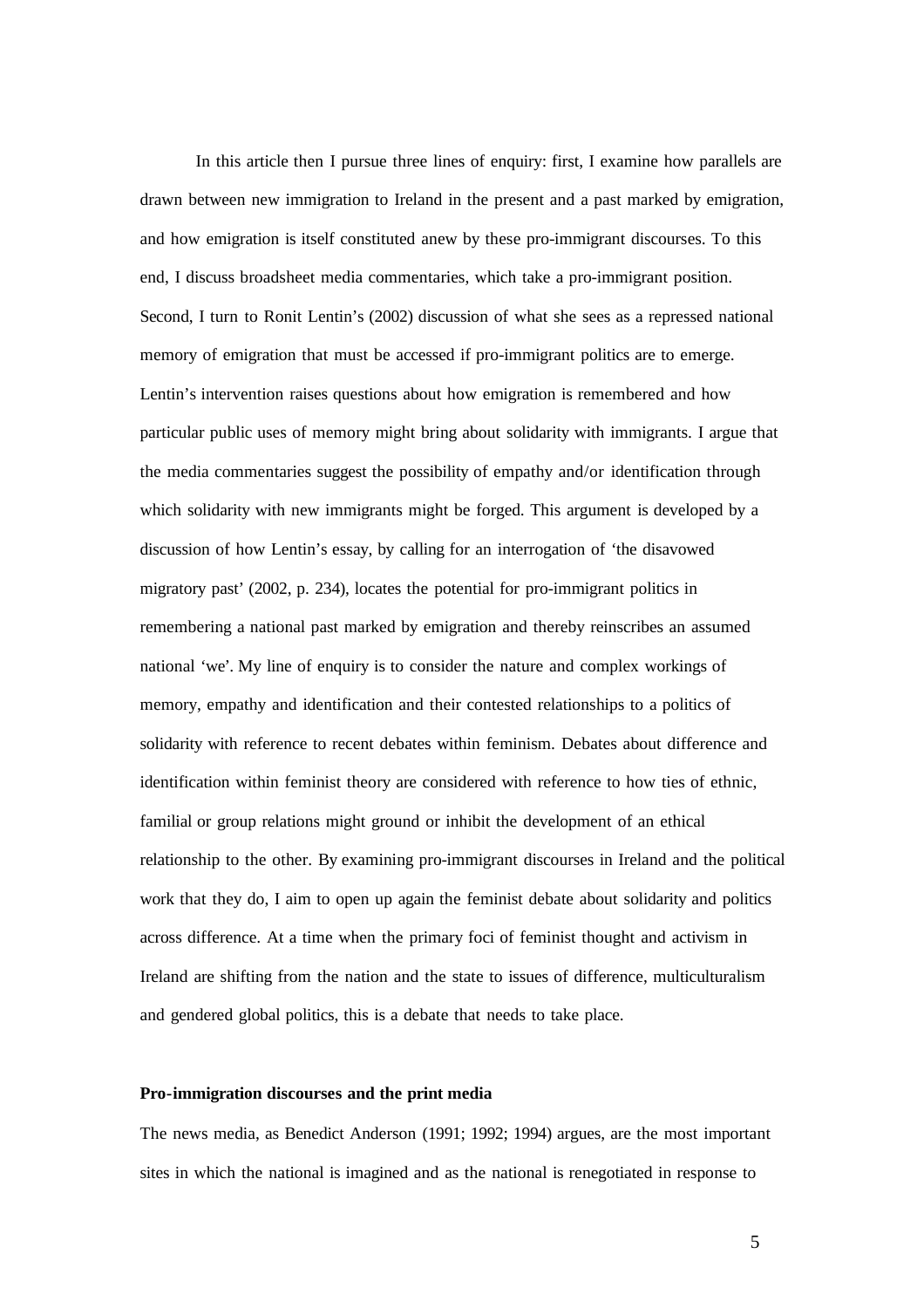In this article then I pursue three lines of enquiry: first, I examine how parallels are drawn between new immigration to Ireland in the present and a past marked by emigration, and how emigration is itself constituted anew by these pro-immigrant discourses. To this end, I discuss broadsheet media commentaries, which take a pro-immigrant position. Second, I turn to Ronit Lentin's (2002) discussion of what she sees as a repressed national memory of emigration that must be accessed if pro-immigrant politics are to emerge. Lentin's intervention raises questions about how emigration is remembered and how particular public uses of memory might bring about solidarity with immigrants. I argue that the media commentaries suggest the possibility of empathy and/or identification through which solidarity with new immigrants might be forged. This argument is developed by a discussion of how Lentin's essay, by calling for an interrogation of 'the disavowed migratory past' (2002, p. 234), locates the potential for pro-immigrant politics in remembering a national past marked by emigration and thereby reinscribes an assumed national 'we'. My line of enquiry is to consider the nature and complex workings of memory, empathy and identification and their contested relationships to a politics of solidarity with reference to recent debates within feminism. Debates about difference and identification within feminist theory are considered with reference to how ties of ethnic, familial or group relations might ground or inhibit the development of an ethical relationship to the other. By examining pro-immigrant discourses in Ireland and the political work that they do, I aim to open up again the feminist debate about solidarity and politics across difference. At a time when the primary foci of feminist thought and activism in Ireland are shifting from the nation and the state to issues of difference, multiculturalism and gendered global politics, this is a debate that needs to take place.

**Pro-immigration discourses and the print media**

The news media, as Benedict Anderson (1991; 1992; 1994) argues, are the most important sites in which the national is imagined and as the national is renegotiated in response to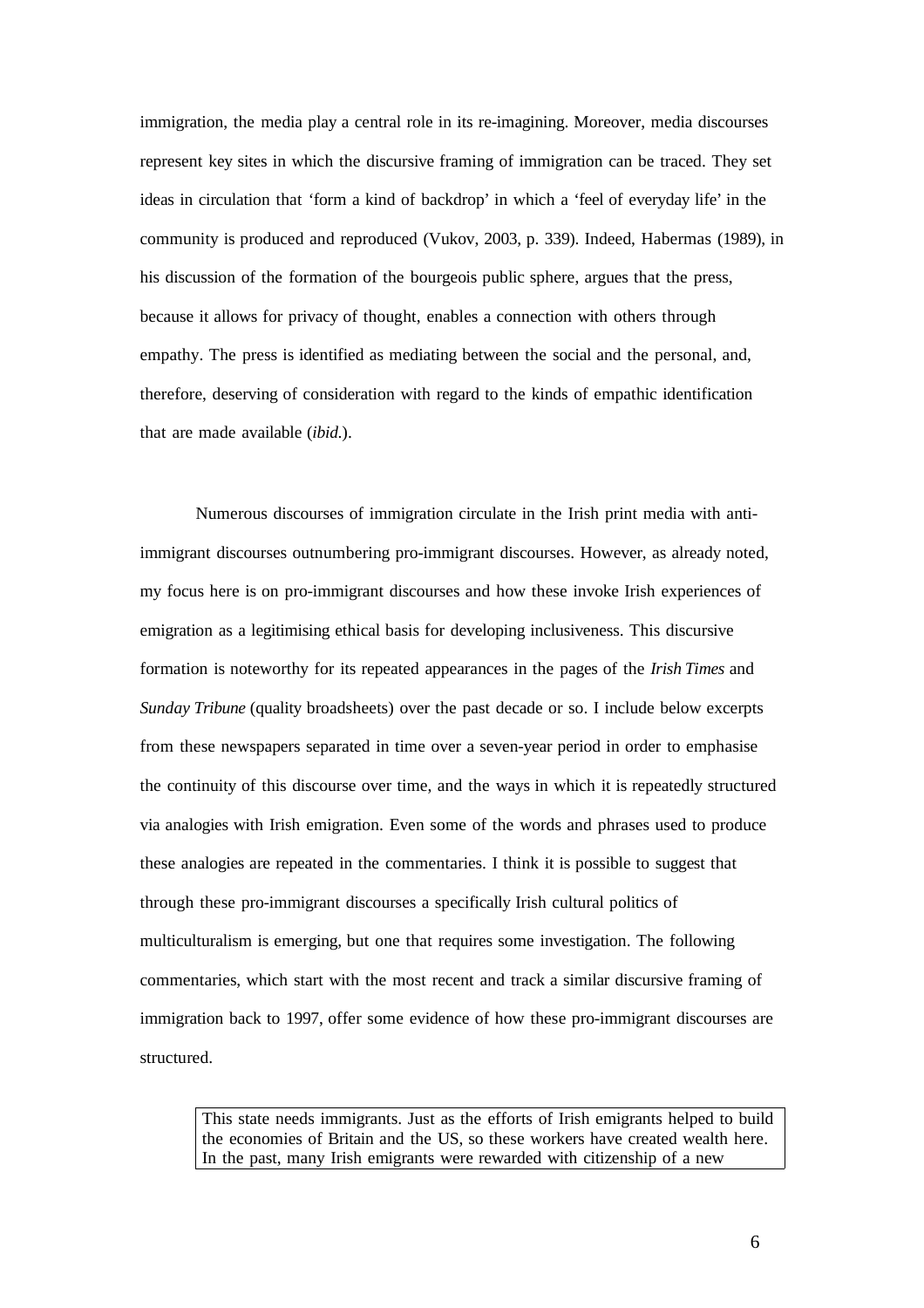immigration, the media play a central role in its re-imagining. Moreover, media discourses represent key sites in which the discursive framing of immigration can be traced. They set ideas in circulation that 'form a kind of backdrop' in which a 'feel of everyday life' in the community is produced and reproduced (Vukov, 2003, p. 339). Indeed, Habermas (1989), in his discussion of the formation of the bourgeois public sphere, argues that the press, because it allows for privacy of thought, enables a connection with others through empathy. The press is identified as mediating between the social and the personal, and, therefore, deserving of consideration with regard to the kinds of empathic identification that are made available (*ibid.*).

Numerous discourses of immigration circulate in the Irish print media with anti-immigrant discourses outnumbering pro-immigrant discourses. However, as already noted, my focus here is on pro-immigrant discourses and how these invoke Irish experiences of emigration as a legitimising ethical basis for developing inclusiveness. This discursive formation is noteworthy for its repeated appearances in the pages of the *Irish Times* and *Sunday Tribune* (quality broadsheets) over the past decade or so. I include below excerpts from these newspapers separated in time over a seven-year period in order to emphasise the continuity of this discourse over time, and the ways in which it is repeatedly structured via analogies with Irish emigration. Even some of the words and phrases used to produce these analogies are repeated in the commentaries. I think it is possible to suggest that through these pro-immigrant discourses a specifically Irish cultural politics of multiculturalism is emerging, but one that requires some investigation. The following commentaries, which start with the most recent and track a similar discursive framing of immigration back to 1997, offer some evidence of how these pro-immigrant discourses are structured.

> This state needs immigrants. Just as the efforts of Irish emigrants helped to build the economies of Britain and the US, so these workers have created wealth here. In the past, many Irish emigrants were rewarded with citizenship of a new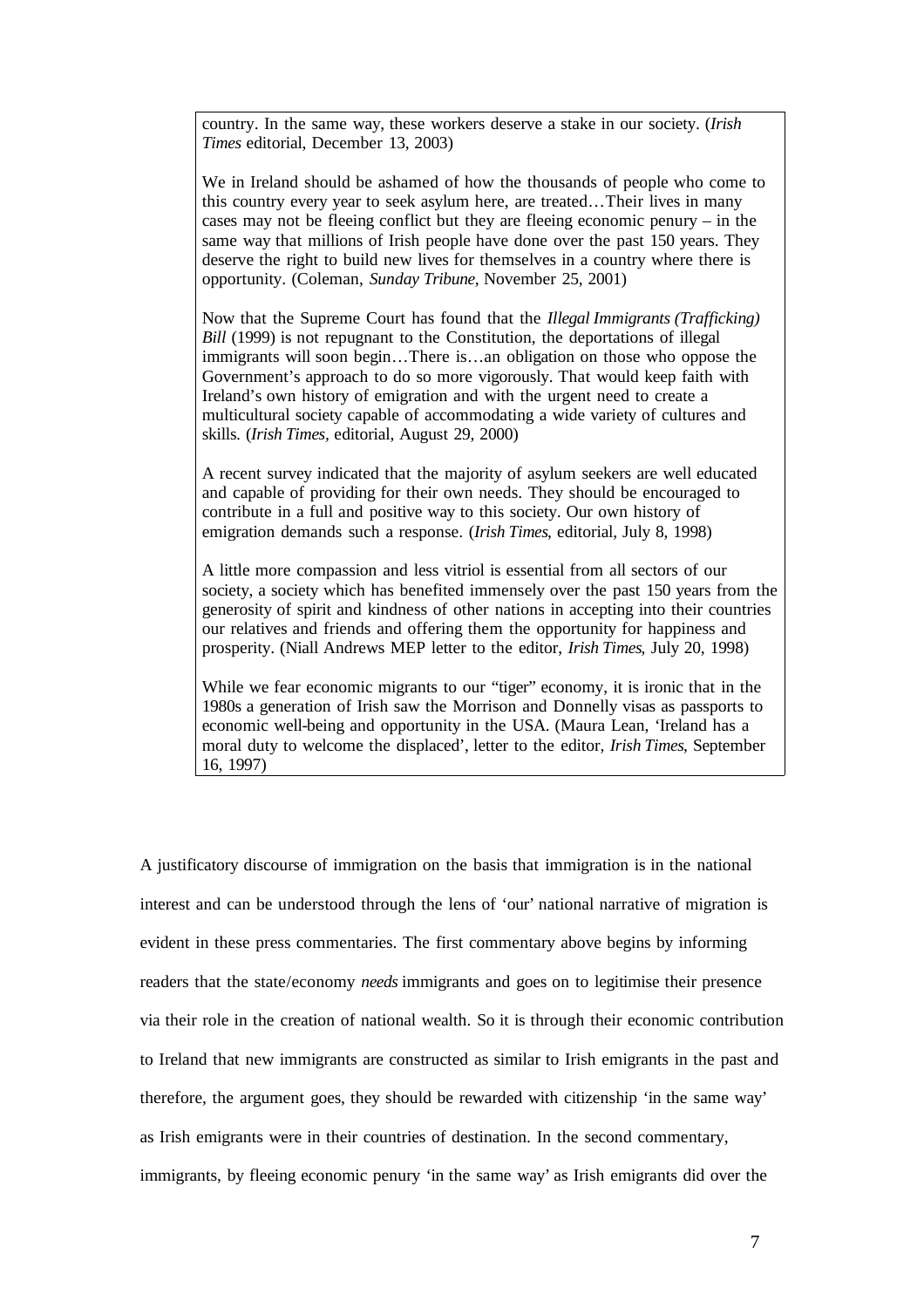country. In the same way, these workers deserve a stake in our society. (*Irish Times* editorial, December 13, 2003)

We in Ireland should be ashamed of how the thousands of people who come to this country every year to seek asylum here, are treated…Their lives in many cases may not be fleeing conflict but they are fleeing economic penury – in the same way that millions of Irish people have done over the past 150 years. They deserve the right to build new lives for themselves in a country where there is opportunity. (Coleman, *Sunday Tribune*, November 25, 2001)

Now that the Supreme Court has found that the *Illegal Immigrants (Trafficking) Bill* (1999) is not repugnant to the Constitution, the deportations of illegal immigrants will soon begin…There is…an obligation on those who oppose the Government's approach to do so more vigorously. That would keep faith with Ireland's own history of emigration and with the urgent need to create a multicultural society capable of accommodating a wide variety of cultures and skills. (*Irish Times*, editorial, August 29, 2000)

A recent survey indicated that the majority of asylum seekers are well educated and capable of providing for their own needs. They should be encouraged to contribute in a full and positive way to this society. Our own history of emigration demands such a response. (*Irish Times*, editorial, July 8, 1998)

A little more compassion and less vitriol is essential from all sectors of our society, a society which has benefited immensely over the past 150 years from the generosity of spirit and kindness of other nations in accepting into their countries our relatives and friends and offering them the opportunity for happiness and prosperity. (Niall Andrews MEP letter to the editor, *Irish Times*, July 20, 1998)

While we fear economic migrants to our "tiger" economy, it is ironic that in the 1980s a generation of Irish saw the Morrison and Donnelly visas as passports to economic well-being and opportunity in the USA. (Maura Lean, 'Ireland has a moral duty to welcome the displaced', letter to the editor, *Irish Times*, September 16, 1997)

A justificatory discourse of immigration on the basis that immigration is in the national interest and can be understood through the lens of 'our' national narrative of migration is evident in these press commentaries. The first commentary above begins by informing readers that the state/economy *needs* immigrants and goes on to legitimise their presence via their role in the creation of national wealth. So it is through their economic contribution to Ireland that new immigrants are constructed as similar to Irish emigrants in the past and therefore, the argument goes, they should be rewarded with citizenship 'in the same way' as Irish emigrants were in their countries of destination. In the second commentary, immigrants, by fleeing economic penury 'in the same way' as Irish emigrants did over the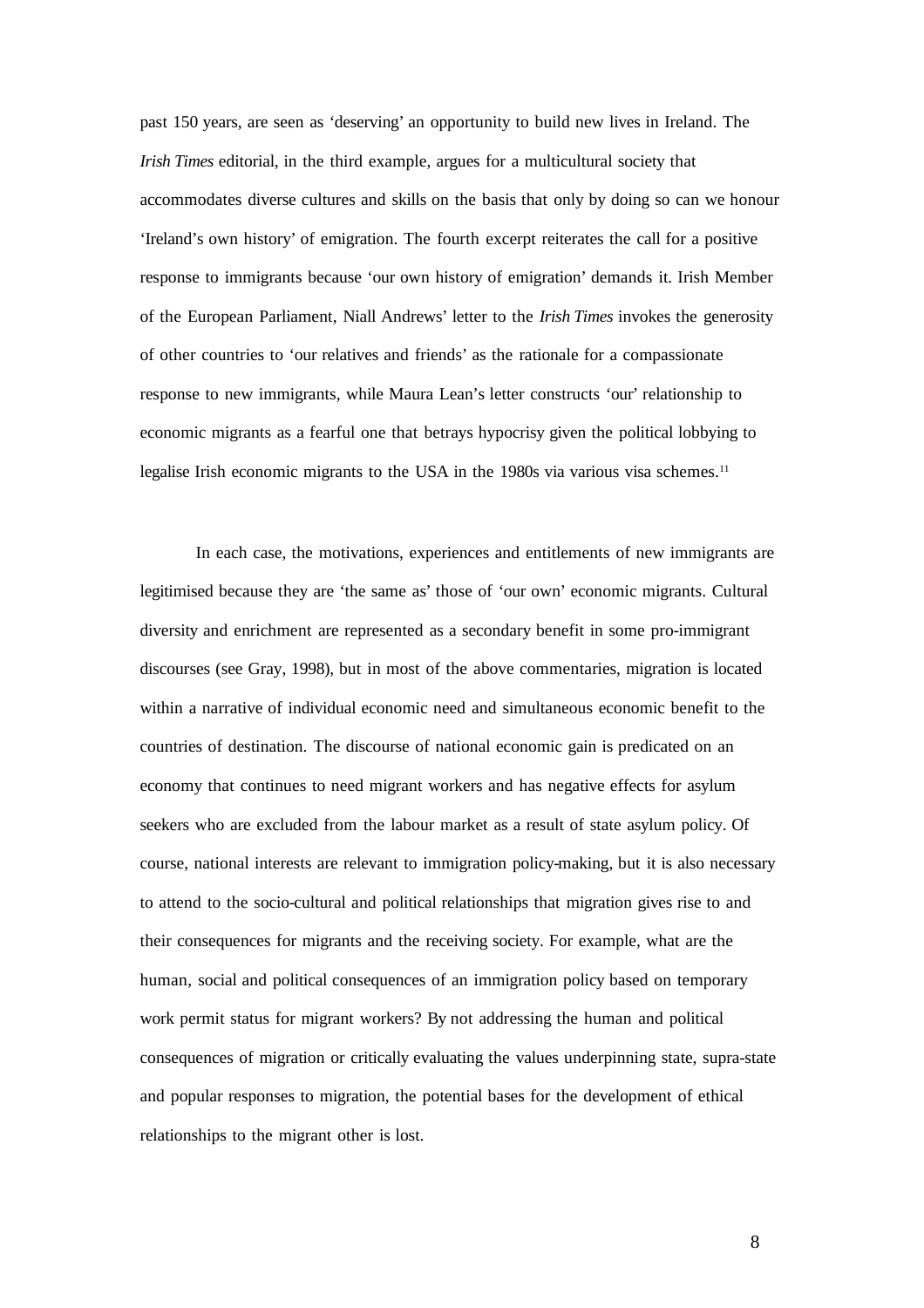past 150 years, are seen as 'deserving' an opportunity to build new lives in Ireland. The *Irish Times* editorial, in the third example, argues for a multicultural society that accommodates diverse cultures and skills on the basis that only by doing so can we honour 'Ireland's own history' of emigration. The fourth excerpt reiterates the call for a positive response to immigrants because 'our own history of emigration' demands it. Irish Member of the European Parliament, Niall Andrews' letter to the *Irish Times* invokes the generosity of other countries to 'our relatives and friends' as the rationale for a compassionate response to new immigrants, while Maura Lean's letter constructs 'our' relationship to economic migrants as a fearful one that betrays hypocrisy given the political lobbying to legalise Irish economic migrants to the USA in the 1980s via various visa schemes.[11]

In each case, the motivations, experiences and entitlements of new immigrants are legitimised because they are 'the same as' those of 'our own' economic migrants. Cultural diversity and enrichment are represented as a secondary benefit in some pro-immigrant discourses (see Gray, 1998), but in most of the above commentaries, migration is located within a narrative of individual economic need and simultaneous economic benefit to the countries of destination. The discourse of national economic gain is predicated on an economy that continues to need migrant workers and has negative effects for asylum seekers who are excluded from the labour market as a result of state asylum policy. Of course, national interests are relevant to immigration policy-making, but it is also necessary to attend to the socio-cultural and political relationships that migration gives rise to and their consequences for migrants and the receiving society. For example, what are the human, social and political consequences of an immigration policy based on temporary work permit status for migrant workers? By not addressing the human and political consequences of migration or critically evaluating the values underpinning state, supra-state and popular responses to migration, the potential bases for the development of ethical relationships to the migrant other is lost.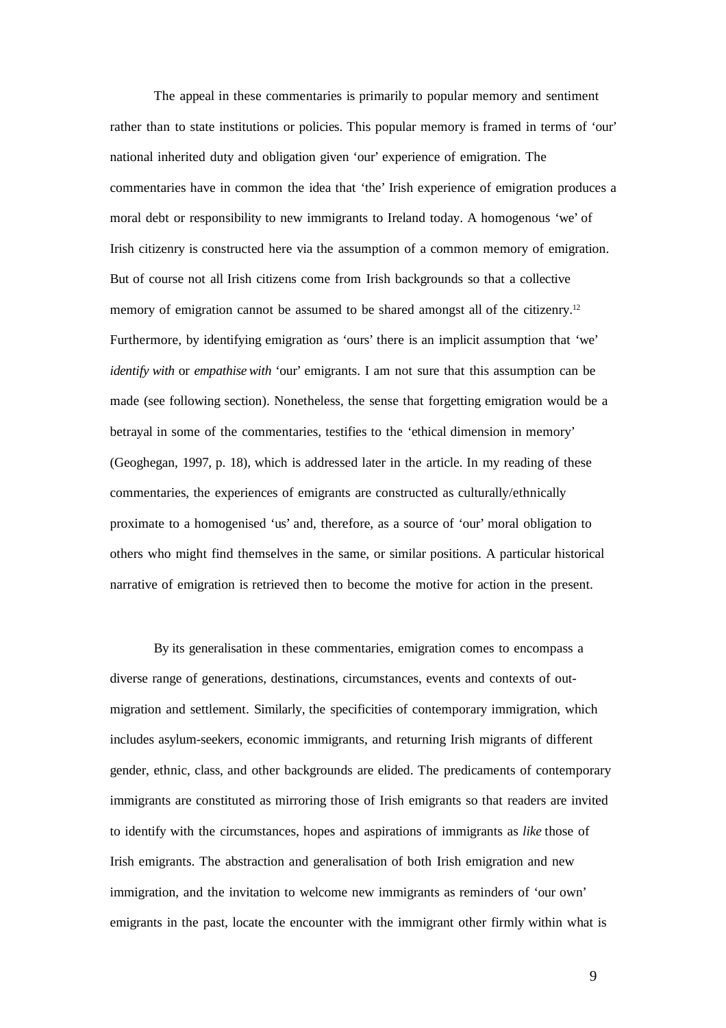The appeal in these commentaries is primarily to popular memory and sentiment rather than to state institutions or policies. This popular memory is framed in terms of 'our' national inherited duty and obligation given 'our' experience of emigration. The commentaries have in common the idea that 'the' Irish experience of emigration produces a moral debt or responsibility to new immigrants to Ireland today. A homogenous 'we' of Irish citizenry is constructed here via the assumption of a common memory of emigration. But of course not all Irish citizens come from Irish backgrounds so that a collective memory of emigration cannot be assumed to be shared amongst all of the citizenry.[12] Furthermore, by identifying emigration as 'ours' there is an implicit assumption that 'we' *identify with* or *empathise with* 'our' emigrants. I am not sure that this assumption can be made (see following section). Nonetheless, the sense that forgetting emigration would be a betrayal in some of the commentaries, testifies to the 'ethical dimension in memory' (Geoghegan, 1997, p. 18), which is addressed later in the article. In my reading of these commentaries, the experiences of emigrants are constructed as culturally/ethnically proximate to a homogenised 'us' and, therefore, as a source of 'our' moral obligation to others who might find themselves in the same, or similar positions. A particular historical narrative of emigration is retrieved then to become the motive for action in the present.

By its generalisation in these commentaries, emigration comes to encompass a diverse range of generations, destinations, circumstances, events and contexts of out-migration and settlement. Similarly, the specificities of contemporary immigration, which includes asylum-seekers, economic immigrants, and returning Irish migrants of different gender, ethnic, class, and other backgrounds are elided. The predicaments of contemporary immigrants are constituted as mirroring those of Irish emigrants so that readers are invited to identify with the circumstances, hopes and aspirations of immigrants as *like* those of Irish emigrants. The abstraction and generalisation of both Irish emigration and new immigration, and the invitation to welcome new immigrants as reminders of 'our own' emigrants in the past, locate the encounter with the immigrant other firmly within what is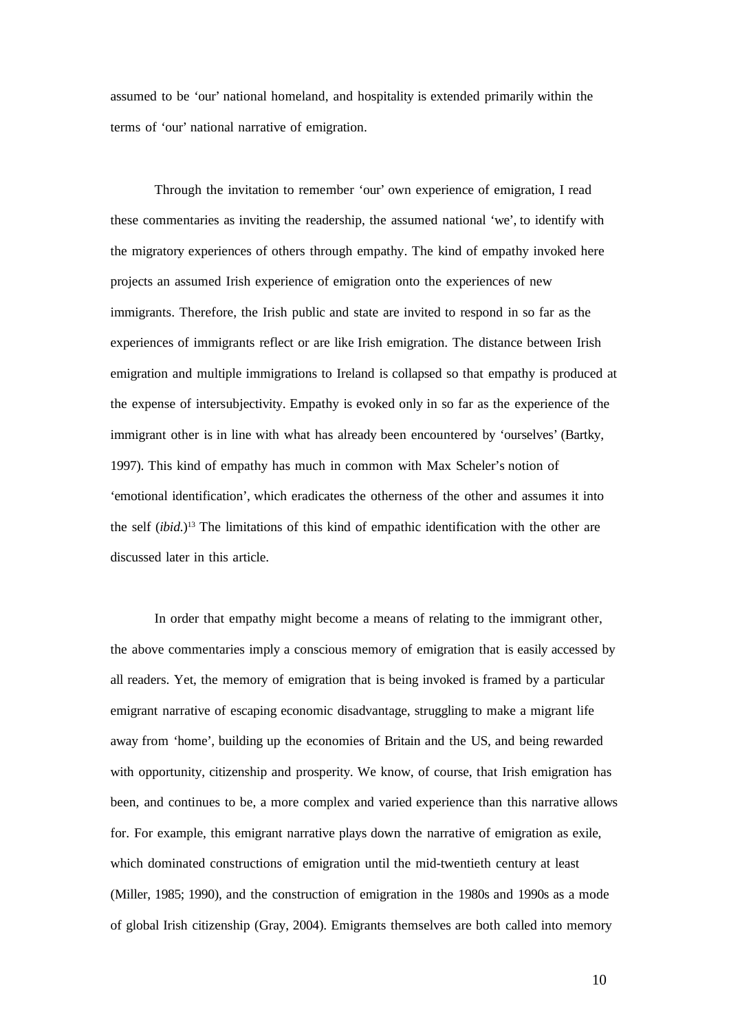assumed to be 'our' national homeland, and hospitality is extended primarily within the terms of 'our' national narrative of emigration.

Through the invitation to remember 'our' own experience of emigration, I read these commentaries as inviting the readership, the assumed national 'we', to identify with the migratory experiences of others through empathy. The kind of empathy invoked here projects an assumed Irish experience of emigration onto the experiences of new immigrants. Therefore, the Irish public and state are invited to respond in so far as the experiences of immigrants reflect or are like Irish emigration. The distance between Irish emigration and multiple immigrations to Ireland is collapsed so that empathy is produced at the expense of intersubjectivity. Empathy is evoked only in so far as the experience of the immigrant other is in line with what has already been encountered by 'ourselves' (Bartky, 1997). This kind of empathy has much in common with Max Scheler's notion of 'emotional identification', which eradicates the otherness of the other and assumes it into the self (*ibid.*)[13] The limitations of this kind of empathic identification with the other are discussed later in this article.

In order that empathy might become a means of relating to the immigrant other, the above commentaries imply a conscious memory of emigration that is easily accessed by all readers. Yet, the memory of emigration that is being invoked is framed by a particular emigrant narrative of escaping economic disadvantage, struggling to make a migrant life away from 'home', building up the economies of Britain and the US, and being rewarded with opportunity, citizenship and prosperity. We know, of course, that Irish emigration has been, and continues to be, a more complex and varied experience than this narrative allows for. For example, this emigrant narrative plays down the narrative of emigration as exile, which dominated constructions of emigration until the mid-twentieth century at least (Miller, 1985; 1990), and the construction of emigration in the 1980s and 1990s as a mode of global Irish citizenship (Gray, 2004). Emigrants themselves are both called into memory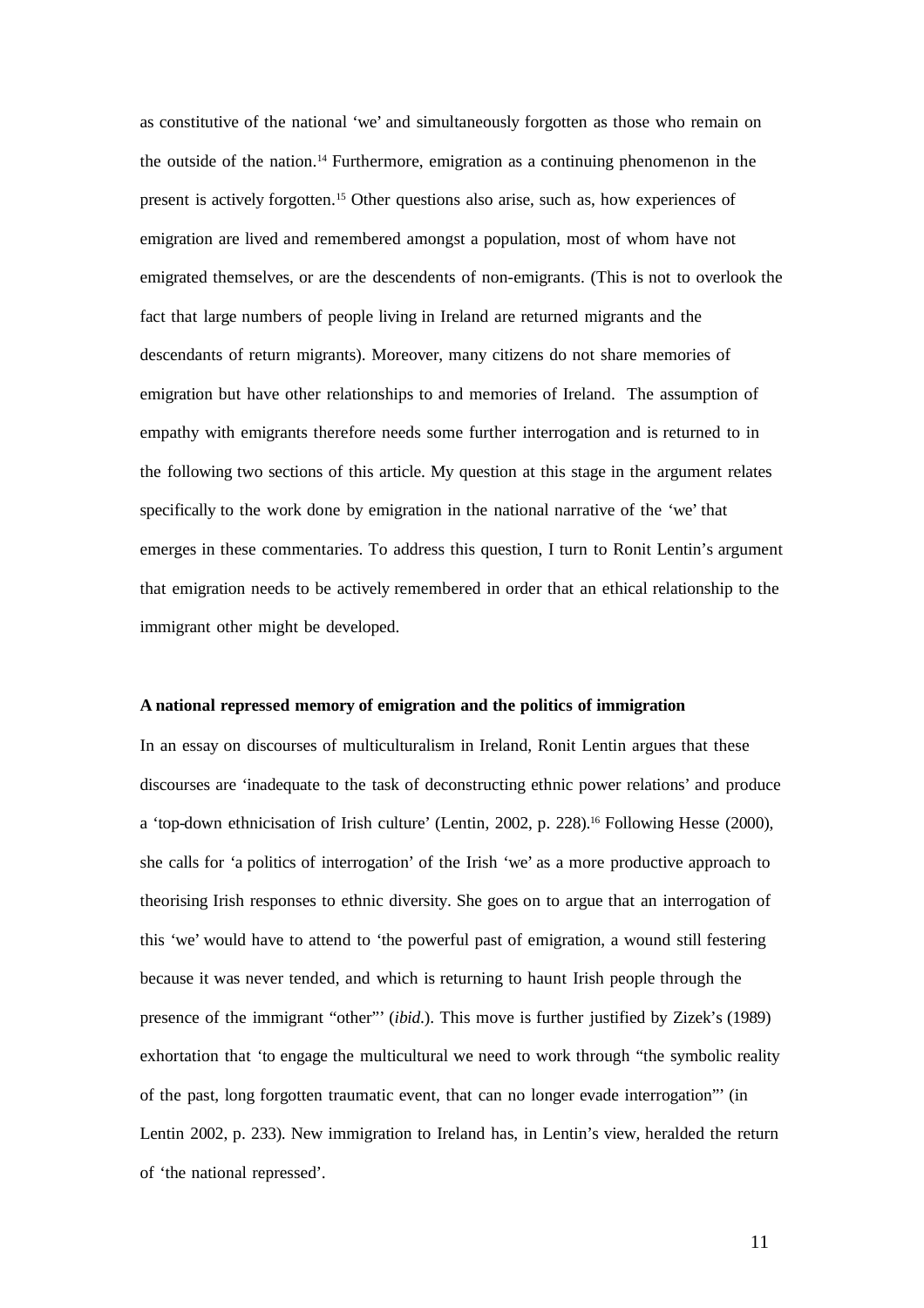as constitutive of the national 'we' and simultaneously forgotten as those who remain on the outside of the nation.[14] Furthermore, emigration as a continuing phenomenon in the present is actively forgotten.[15] Other questions also arise, such as, how experiences of emigration are lived and remembered amongst a population, most of whom have not emigrated themselves, or are the descendents of non-emigrants. (This is not to overlook the fact that large numbers of people living in Ireland are returned migrants and the descendants of return migrants). Moreover, many citizens do not share memories of emigration but have other relationships to and memories of Ireland. The assumption of empathy with emigrants therefore needs some further interrogation and is returned to in the following two sections of this article. My question at this stage in the argument relates specifically to the work done by emigration in the national narrative of the 'we' that emerges in these commentaries. To address this question, I turn to Ronit Lentin's argument that emigration needs to be actively remembered in order that an ethical relationship to the immigrant other might be developed.

**A national repressed memory of emigration and the politics of immigration**

In an essay on discourses of multiculturalism in Ireland, Ronit Lentin argues that these discourses are 'inadequate to the task of deconstructing ethnic power relations' and produce a 'top-down ethnicisation of Irish culture' (Lentin, 2002, p. 228).[16] Following Hesse (2000), she calls for 'a politics of interrogation' of the Irish 'we' as a more productive approach to theorising Irish responses to ethnic diversity. She goes on to argue that an interrogation of this 'we' would have to attend to 'the powerful past of emigration, a wound still festering because it was never tended, and which is returning to haunt Irish people through the presence of the immigrant "other"' (*ibid.*). This move is further justified by Zizek's (1989) exhortation that 'to engage the multicultural we need to work through "the symbolic reality of the past, long forgotten traumatic event, that can no longer evade interrogation"' (in Lentin 2002, p. 233). New immigration to Ireland has, in Lentin's view, heralded the return of 'the national repressed'.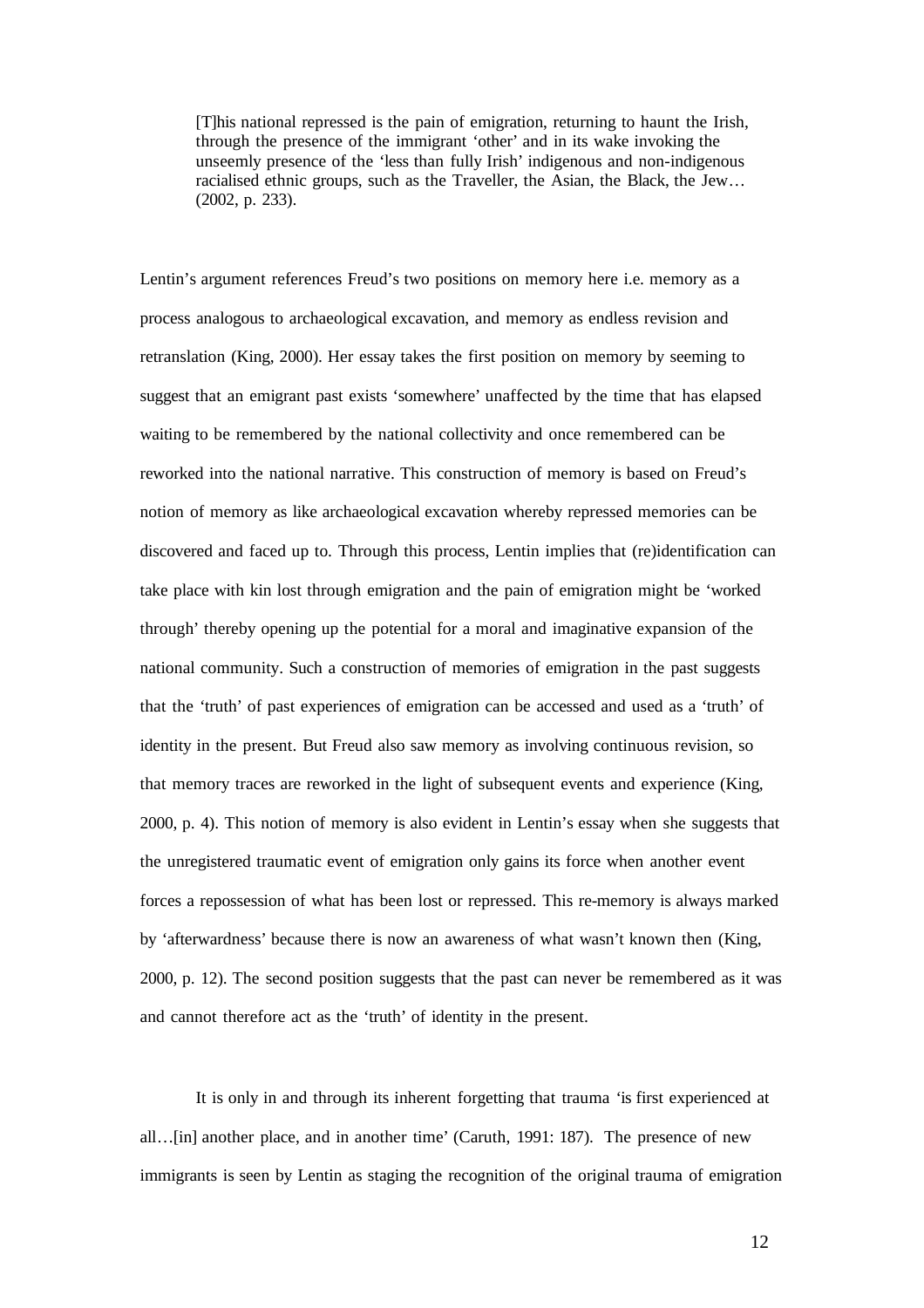> [T]his national repressed is the pain of emigration, returning to haunt the Irish, through the presence of the immigrant 'other' and in its wake invoking the unseemly presence of the 'less than fully Irish' indigenous and non-indigenous racialised ethnic groups, such as the Traveller, the Asian, the Black, the Jew… (2002, p. 233).

Lentin's argument references Freud's two positions on memory here i.e. memory as a process analogous to archaeological excavation, and memory as endless revision and retranslation (King, 2000). Her essay takes the first position on memory by seeming to suggest that an emigrant past exists 'somewhere' unaffected by the time that has elapsed waiting to be remembered by the national collectivity and once remembered can be reworked into the national narrative. This construction of memory is based on Freud's notion of memory as like archaeological excavation whereby repressed memories can be discovered and faced up to. Through this process, Lentin implies that (re)identification can take place with kin lost through emigration and the pain of emigration might be 'worked through' thereby opening up the potential for a moral and imaginative expansion of the national community. Such a construction of memories of emigration in the past suggests that the 'truth' of past experiences of emigration can be accessed and used as a 'truth' of identity in the present. But Freud also saw memory as involving continuous revision, so that memory traces are reworked in the light of subsequent events and experience (King, 2000, p. 4). This notion of memory is also evident in Lentin's essay when she suggests that the unregistered traumatic event of emigration only gains its force when another event forces a repossession of what has been lost or repressed. This re-memory is always marked by 'afterwardness' because there is now an awareness of what wasn't known then (King, 2000, p. 12). The second position suggests that the past can never be remembered as it was and cannot therefore act as the 'truth' of identity in the present.

It is only in and through its inherent forgetting that trauma 'is first experienced at all…[in] another place, and in another time' (Caruth, 1991: 187). The presence of new immigrants is seen by Lentin as staging the recognition of the original trauma of emigration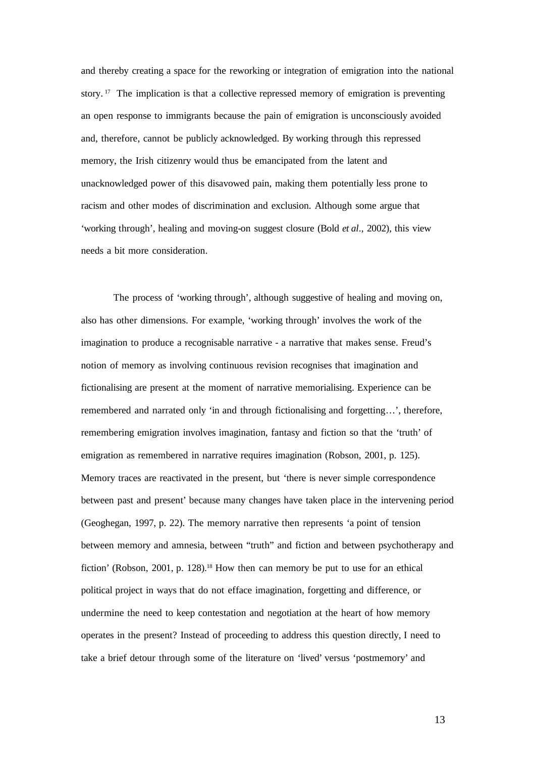and thereby creating a space for the reworking or integration of emigration into the national story.[17] The implication is that a collective repressed memory of emigration is preventing an open response to immigrants because the pain of emigration is unconsciously avoided and, therefore, cannot be publicly acknowledged. By working through this repressed memory, the Irish citizenry would thus be emancipated from the latent and unacknowledged power of this disavowed pain, making them potentially less prone to racism and other modes of discrimination and exclusion. Although some argue that 'working through', healing and moving-on suggest closure (Bold *et al*., 2002), this view needs a bit more consideration.

The process of 'working through', although suggestive of healing and moving on, also has other dimensions. For example, 'working through' involves the work of the imagination to produce a recognisable narrative - a narrative that makes sense. Freud's notion of memory as involving continuous revision recognises that imagination and fictionalising are present at the moment of narrative memorialising. Experience can be remembered and narrated only 'in and through fictionalising and forgetting…', therefore, remembering emigration involves imagination, fantasy and fiction so that the 'truth' of emigration as remembered in narrative requires imagination (Robson, 2001, p. 125). Memory traces are reactivated in the present, but 'there is never simple correspondence between past and present' because many changes have taken place in the intervening period (Geoghegan, 1997, p. 22). The memory narrative then represents 'a point of tension between memory and amnesia, between "truth" and fiction and between psychotherapy and fiction' (Robson, 2001, p. 128).[18] How then can memory be put to use for an ethical political project in ways that do not efface imagination, forgetting and difference, or undermine the need to keep contestation and negotiation at the heart of how memory operates in the present? Instead of proceeding to address this question directly, I need to take a brief detour through some of the literature on 'lived' versus 'postmemory' and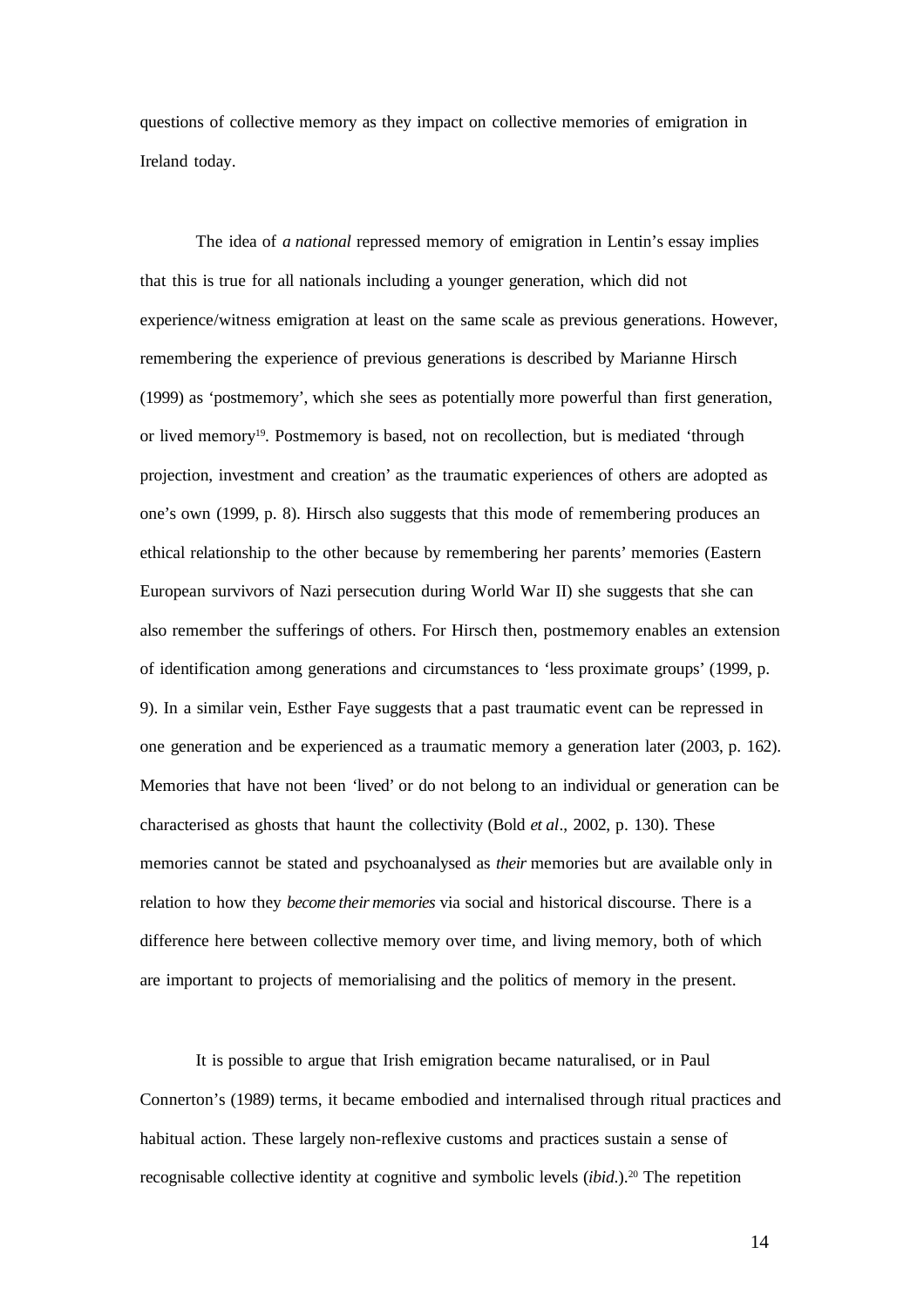questions of collective memory as they impact on collective memories of emigration in Ireland today.

The idea of *a national* repressed memory of emigration in Lentin's essay implies that this is true for all nationals including a younger generation, which did not experience/witness emigration at least on the same scale as previous generations. However, remembering the experience of previous generations is described by Marianne Hirsch (1999) as 'postmemory', which she sees as potentially more powerful than first generation, or lived memory[19]. Postmemory is based, not on recollection, but is mediated 'through projection, investment and creation' as the traumatic experiences of others are adopted as one's own (1999, p. 8). Hirsch also suggests that this mode of remembering produces an ethical relationship to the other because by remembering her parents' memories (Eastern European survivors of Nazi persecution during World War II) she suggests that she can also remember the sufferings of others. For Hirsch then, postmemory enables an extension of identification among generations and circumstances to 'less proximate groups' (1999, p. 9). In a similar vein, Esther Faye suggests that a past traumatic event can be repressed in one generation and be experienced as a traumatic memory a generation later (2003, p. 162). Memories that have not been 'lived' or do not belong to an individual or generation can be characterised as ghosts that haunt the collectivity (Bold *et al*., 2002, p. 130). These memories cannot be stated and psychoanalysed as *their* memories but are available only in relation to how they *become their memories* via social and historical discourse. There is a difference here between collective memory over time, and living memory, both of which are important to projects of memorialising and the politics of memory in the present.

It is possible to argue that Irish emigration became naturalised, or in Paul Connerton's (1989) terms, it became embodied and internalised through ritual practices and habitual action. These largely non-reflexive customs and practices sustain a sense of recognisable collective identity at cognitive and symbolic levels (*ibid*.).[20] The repetition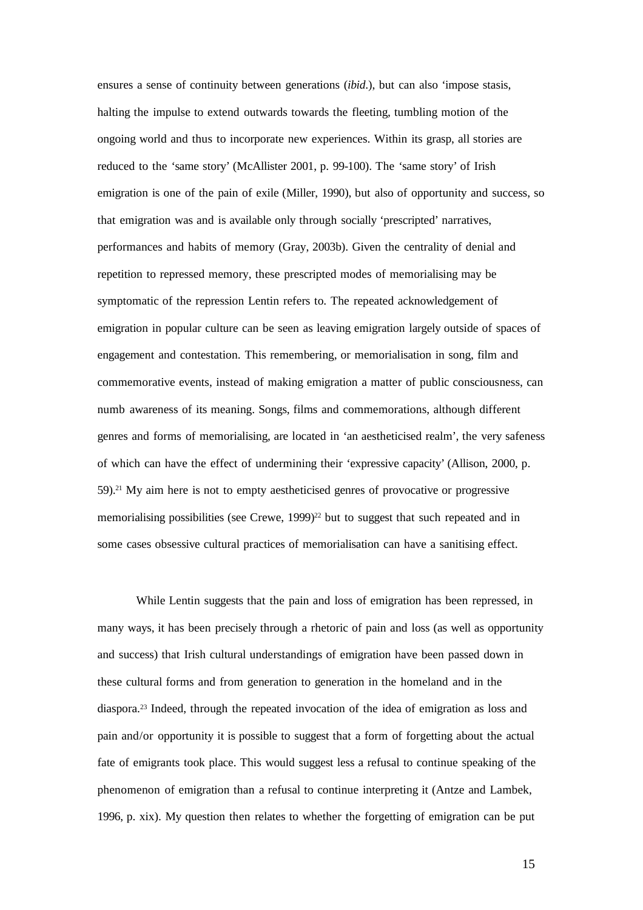ensures a sense of continuity between generations (*ibid*.), but can also 'impose stasis, halting the impulse to extend outwards towards the fleeting, tumbling motion of the ongoing world and thus to incorporate new experiences. Within its grasp, all stories are reduced to the 'same story' (McAllister 2001, p. 99-100). The 'same story' of Irish emigration is one of the pain of exile (Miller, 1990), but also of opportunity and success, so that emigration was and is available only through socially 'prescripted' narratives, performances and habits of memory (Gray, 2003b). Given the centrality of denial and repetition to repressed memory, these prescripted modes of memorialising may be symptomatic of the repression Lentin refers to. The repeated acknowledgement of emigration in popular culture can be seen as leaving emigration largely outside of spaces of engagement and contestation. This remembering, or memorialisation in song, film and commemorative events, instead of making emigration a matter of public consciousness, can numb awareness of its meaning. Songs, films and commemorations, although different genres and forms of memorialising, are located in 'an aestheticised realm', the very safeness of which can have the effect of undermining their 'expressive capacity' (Allison, 2000, p. 59).[21] My aim here is not to empty aestheticised genres of provocative or progressive memorialising possibilities (see Crewe, 1999)[22] but to suggest that such repeated and in some cases obsessive cultural practices of memorialisation can have a sanitising effect.

While Lentin suggests that the pain and loss of emigration has been repressed, in many ways, it has been precisely through a rhetoric of pain and loss (as well as opportunity and success) that Irish cultural understandings of emigration have been passed down in these cultural forms and from generation to generation in the homeland and in the diaspora.[23] Indeed, through the repeated invocation of the idea of emigration as loss and pain and/or opportunity it is possible to suggest that a form of forgetting about the actual fate of emigrants took place. This would suggest less a refusal to continue speaking of the phenomenon of emigration than a refusal to continue interpreting it (Antze and Lambek, 1996, p. xix). My question then relates to whether the forgetting of emigration can be put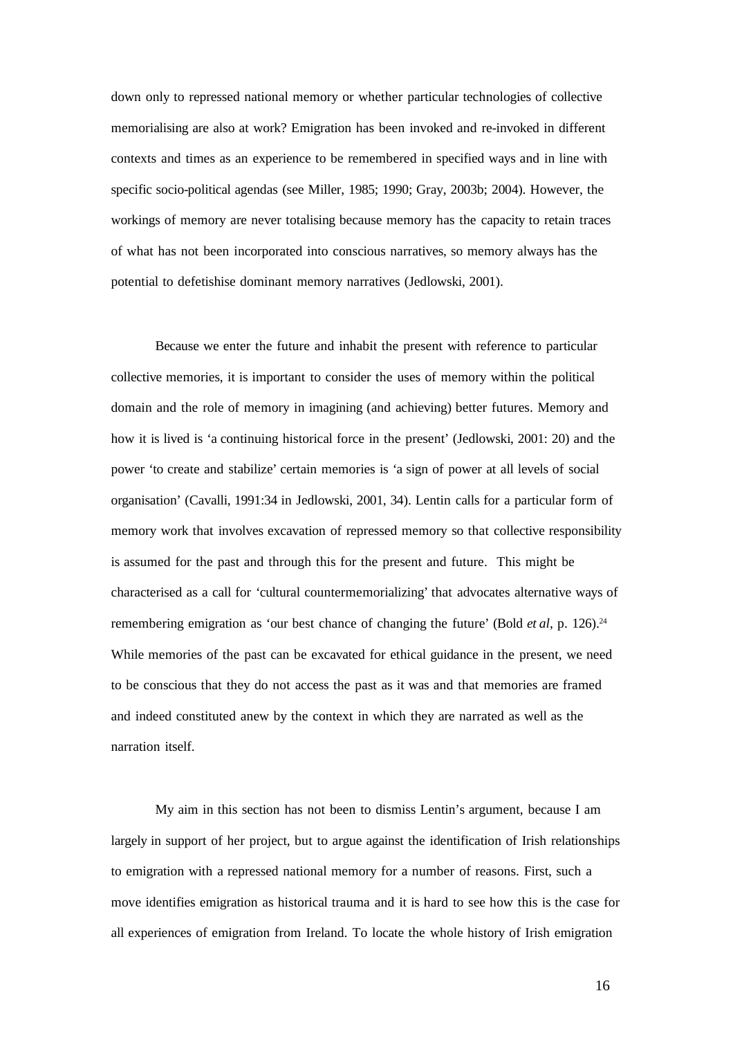down only to repressed national memory or whether particular technologies of collective memorialising are also at work? Emigration has been invoked and re-invoked in different contexts and times as an experience to be remembered in specified ways and in line with specific socio-political agendas (see Miller, 1985; 1990; Gray, 2003b; 2004). However, the workings of memory are never totalising because memory has the capacity to retain traces of what has not been incorporated into conscious narratives, so memory always has the potential to defetishise dominant memory narratives (Jedlowski, 2001).

Because we enter the future and inhabit the present with reference to particular collective memories, it is important to consider the uses of memory within the political domain and the role of memory in imagining (and achieving) better futures. Memory and how it is lived is 'a continuing historical force in the present' (Jedlowski, 2001: 20) and the power 'to create and stabilize' certain memories is 'a sign of power at all levels of social organisation' (Cavalli, 1991:34 in Jedlowski, 2001, 34). Lentin calls for a particular form of memory work that involves excavation of repressed memory so that collective responsibility is assumed for the past and through this for the present and future. This might be characterised as a call for 'cultural countermemorializing' that advocates alternative ways of remembering emigration as 'our best chance of changing the future' (Bold *et al*, p. 126).[24] While memories of the past can be excavated for ethical guidance in the present, we need to be conscious that they do not access the past as it was and that memories are framed and indeed constituted anew by the context in which they are narrated as well as the narration itself.

My aim in this section has not been to dismiss Lentin's argument, because I am largely in support of her project, but to argue against the identification of Irish relationships to emigration with a repressed national memory for a number of reasons. First, such a move identifies emigration as historical trauma and it is hard to see how this is the case for all experiences of emigration from Ireland. To locate the whole history of Irish emigration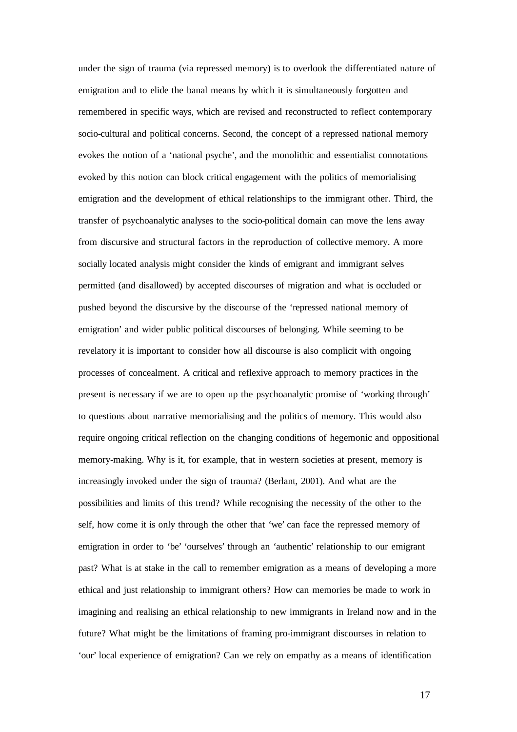under the sign of trauma (via repressed memory) is to overlook the differentiated nature of emigration and to elide the banal means by which it is simultaneously forgotten and remembered in specific ways, which are revised and reconstructed to reflect contemporary socio-cultural and political concerns. Second, the concept of a repressed national memory evokes the notion of a 'national psyche', and the monolithic and essentialist connotations evoked by this notion can block critical engagement with the politics of memorialising emigration and the development of ethical relationships to the immigrant other. Third, the transfer of psychoanalytic analyses to the socio-political domain can move the lens away from discursive and structural factors in the reproduction of collective memory. A more socially located analysis might consider the kinds of emigrant and immigrant selves permitted (and disallowed) by accepted discourses of migration and what is occluded or pushed beyond the discursive by the discourse of the 'repressed national memory of emigration' and wider public political discourses of belonging. While seeming to be revelatory it is important to consider how all discourse is also complicit with ongoing processes of concealment. A critical and reflexive approach to memory practices in the present is necessary if we are to open up the psychoanalytic promise of 'working through' to questions about narrative memorialising and the politics of memory. This would also require ongoing critical reflection on the changing conditions of hegemonic and oppositional memory-making. Why is it, for example, that in western societies at present, memory is increasingly invoked under the sign of trauma? (Berlant, 2001). And what are the possibilities and limits of this trend? While recognising the necessity of the other to the self, how come it is only through the other that 'we' can face the repressed memory of emigration in order to 'be' 'ourselves' through an 'authentic' relationship to our emigrant past? What is at stake in the call to remember emigration as a means of developing a more ethical and just relationship to immigrant others? How can memories be made to work in imagining and realising an ethical relationship to new immigrants in Ireland now and in the future? What might be the limitations of framing pro-immigrant discourses in relation to 'our' local experience of emigration? Can we rely on empathy as a means of identification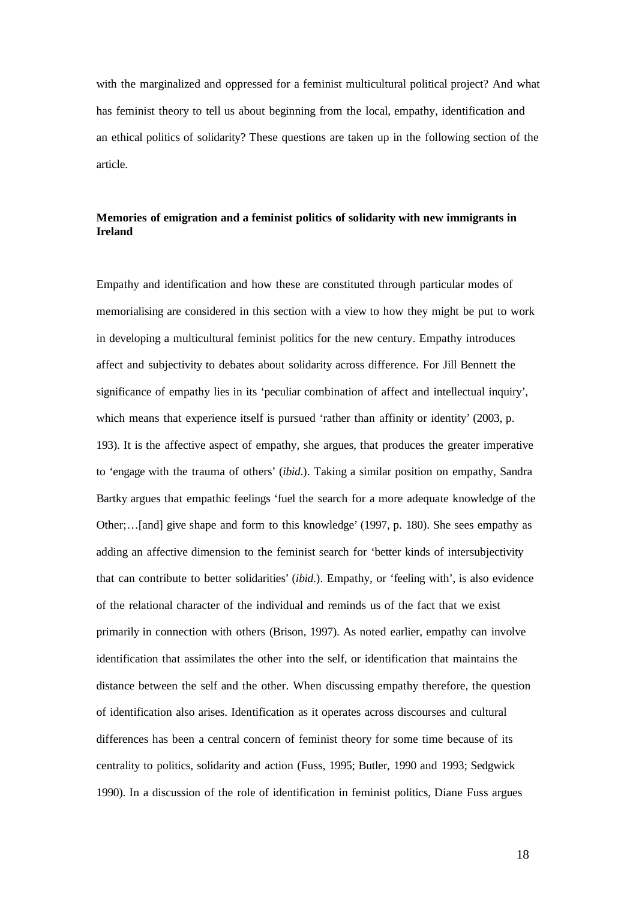with the marginalized and oppressed for a feminist multicultural political project? And what has feminist theory to tell us about beginning from the local, empathy, identification and an ethical politics of solidarity? These questions are taken up in the following section of the article.

**Memories of emigration and a feminist politics of solidarity with new immigrants in Ireland**

Empathy and identification and how these are constituted through particular modes of memorialising are considered in this section with a view to how they might be put to work in developing a multicultural feminist politics for the new century. Empathy introduces affect and subjectivity to debates about solidarity across difference. For Jill Bennett the significance of empathy lies in its 'peculiar combination of affect and intellectual inquiry', which means that experience itself is pursued 'rather than affinity or identity' (2003, p. 193). It is the affective aspect of empathy, she argues, that produces the greater imperative to 'engage with the trauma of others' (*ibid*.). Taking a similar position on empathy, Sandra Bartky argues that empathic feelings 'fuel the search for a more adequate knowledge of the Other;…[and] give shape and form to this knowledge' (1997, p. 180). She sees empathy as adding an affective dimension to the feminist search for 'better kinds of intersubjectivity that can contribute to better solidarities' (*ibid*.). Empathy, or 'feeling with', is also evidence of the relational character of the individual and reminds us of the fact that we exist primarily in connection with others (Brison, 1997). As noted earlier, empathy can involve identification that assimilates the other into the self, or identification that maintains the distance between the self and the other. When discussing empathy therefore, the question of identification also arises. Identification as it operates across discourses and cultural differences has been a central concern of feminist theory for some time because of its centrality to politics, solidarity and action (Fuss, 1995; Butler, 1990 and 1993; Sedgwick 1990). In a discussion of the role of identification in feminist politics, Diane Fuss argues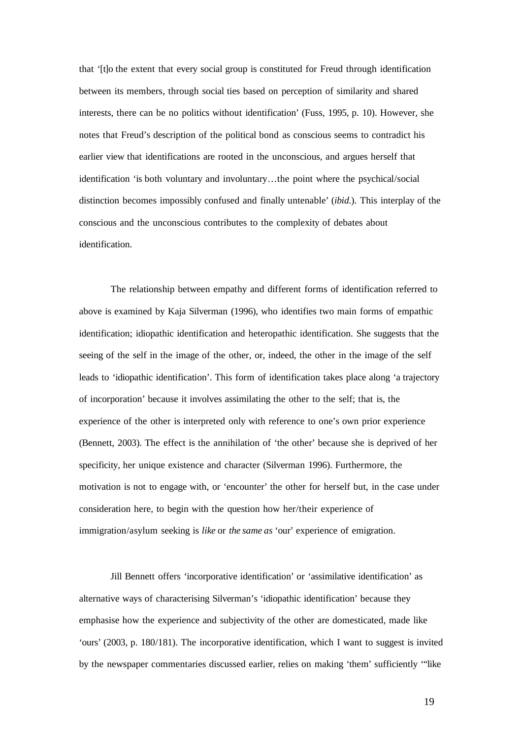that '[t]o the extent that every social group is constituted for Freud through identification between its members, through social ties based on perception of similarity and shared interests, there can be no politics without identification' (Fuss, 1995, p. 10). However, she notes that Freud's description of the political bond as conscious seems to contradict his earlier view that identifications are rooted in the unconscious, and argues herself that identification 'is both voluntary and involuntary…the point where the psychical/social distinction becomes impossibly confused and finally untenable' (*ibid.*). This interplay of the conscious and the unconscious contributes to the complexity of debates about identification.

The relationship between empathy and different forms of identification referred to above is examined by Kaja Silverman (1996), who identifies two main forms of empathic identification; idiopathic identification and heteropathic identification. She suggests that the seeing of the self in the image of the other, or, indeed, the other in the image of the self leads to 'idiopathic identification'. This form of identification takes place along 'a trajectory of incorporation' because it involves assimilating the other to the self; that is, the experience of the other is interpreted only with reference to one's own prior experience (Bennett, 2003). The effect is the annihilation of 'the other' because she is deprived of her specificity, her unique existence and character (Silverman 1996). Furthermore, the motivation is not to engage with, or 'encounter' the other for herself but, in the case under consideration here, to begin with the question how her/their experience of immigration/asylum seeking is *like* or *the same as* 'our' experience of emigration.

Jill Bennett offers 'incorporative identification' or 'assimilative identification' as alternative ways of characterising Silverman's 'idiopathic identification' because they emphasise how the experience and subjectivity of the other are domesticated, made like 'ours' (2003, p. 180/181). The incorporative identification, which I want to suggest is invited by the newspaper commentaries discussed earlier, relies on making 'them' sufficiently '"like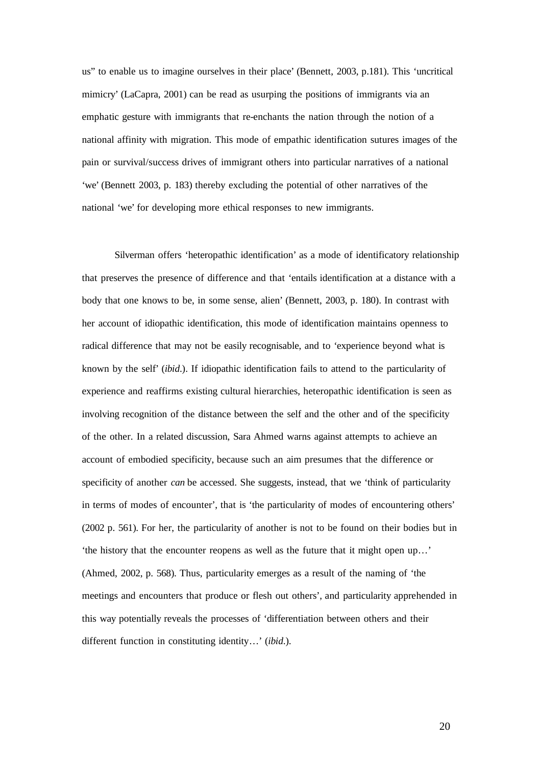us" to enable us to imagine ourselves in their place' (Bennett, 2003, p.181). This 'uncritical mimicry' (LaCapra, 2001) can be read as usurping the positions of immigrants via an emphatic gesture with immigrants that re-enchants the nation through the notion of a national affinity with migration. This mode of empathic identification sutures images of the pain or survival/success drives of immigrant others into particular narratives of a national 'we' (Bennett 2003, p. 183) thereby excluding the potential of other narratives of the national 'we' for developing more ethical responses to new immigrants.

Silverman offers 'heteropathic identification' as a mode of identificatory relationship that preserves the presence of difference and that 'entails identification at a distance with a body that one knows to be, in some sense, alien' (Bennett, 2003, p. 180). In contrast with her account of idiopathic identification, this mode of identification maintains openness to radical difference that may not be easily recognisable, and to 'experience beyond what is known by the self' (*ibid*.). If idiopathic identification fails to attend to the particularity of experience and reaffirms existing cultural hierarchies, heteropathic identification is seen as involving recognition of the distance between the self and the other and of the specificity of the other. In a related discussion, Sara Ahmed warns against attempts to achieve an account of embodied specificity, because such an aim presumes that the difference or specificity of another *can* be accessed. She suggests, instead, that we 'think of particularity in terms of modes of encounter', that is 'the particularity of modes of encountering others' (2002 p. 561). For her, the particularity of another is not to be found on their bodies but in 'the history that the encounter reopens as well as the future that it might open up…' (Ahmed, 2002, p. 568). Thus, particularity emerges as a result of the naming of 'the meetings and encounters that produce or flesh out others', and particularity apprehended in this way potentially reveals the processes of 'differentiation between others and their different function in constituting identity…' (*ibid*.).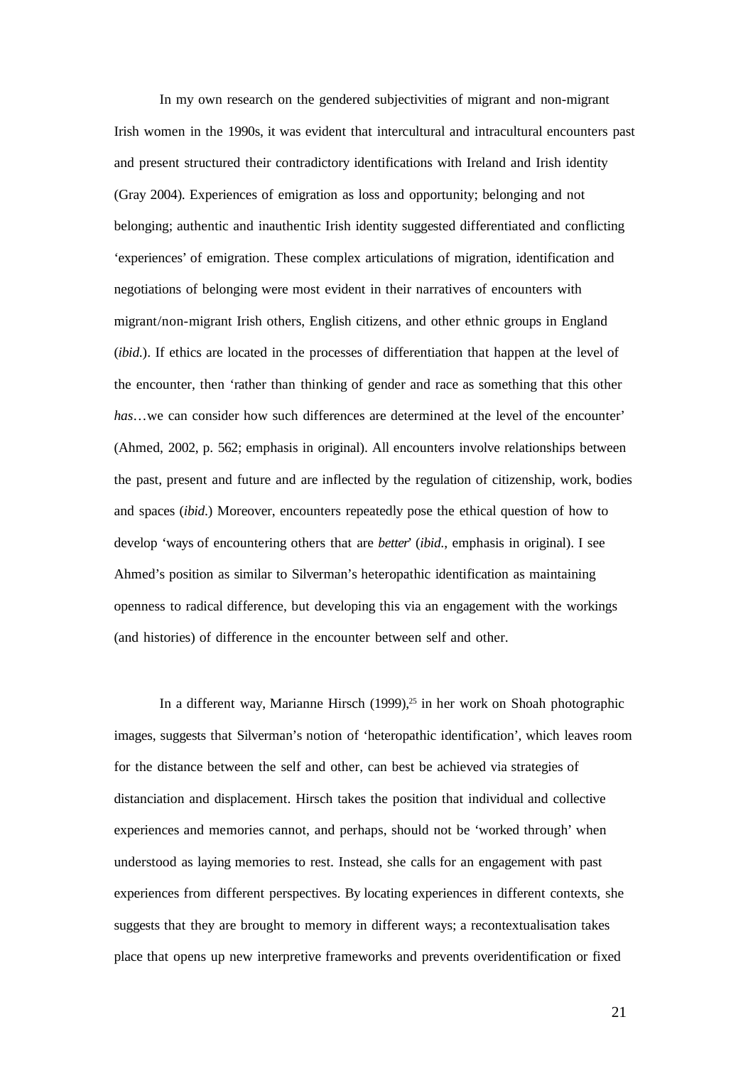In my own research on the gendered subjectivities of migrant and non-migrant Irish women in the 1990s, it was evident that intercultural and intracultural encounters past and present structured their contradictory identifications with Ireland and Irish identity (Gray 2004). Experiences of emigration as loss and opportunity; belonging and not belonging; authentic and inauthentic Irish identity suggested differentiated and conflicting 'experiences' of emigration. These complex articulations of migration, identification and negotiations of belonging were most evident in their narratives of encounters with migrant/non-migrant Irish others, English citizens, and other ethnic groups in England (*ibid.*). If ethics are located in the processes of differentiation that happen at the level of the encounter, then 'rather than thinking of gender and race as something that this other *has*…we can consider how such differences are determined at the level of the encounter' (Ahmed, 2002, p. 562; emphasis in original). All encounters involve relationships between the past, present and future and are inflected by the regulation of citizenship, work, bodies and spaces (*ibid.*) Moreover, encounters repeatedly pose the ethical question of how to develop 'ways of encountering others that are *better*' (*ibid.*, emphasis in original). I see Ahmed's position as similar to Silverman's heteropathic identification as maintaining openness to radical difference, but developing this via an engagement with the workings (and histories) of difference in the encounter between self and other.

In a different way, Marianne Hirsch (1999),[25] in her work on Shoah photographic images, suggests that Silverman's notion of 'heteropathic identification', which leaves room for the distance between the self and other, can best be achieved via strategies of distanciation and displacement. Hirsch takes the position that individual and collective experiences and memories cannot, and perhaps, should not be 'worked through' when understood as laying memories to rest. Instead, she calls for an engagement with past experiences from different perspectives. By locating experiences in different contexts, she suggests that they are brought to memory in different ways; a recontextualisation takes place that opens up new interpretive frameworks and prevents overidentification or fixed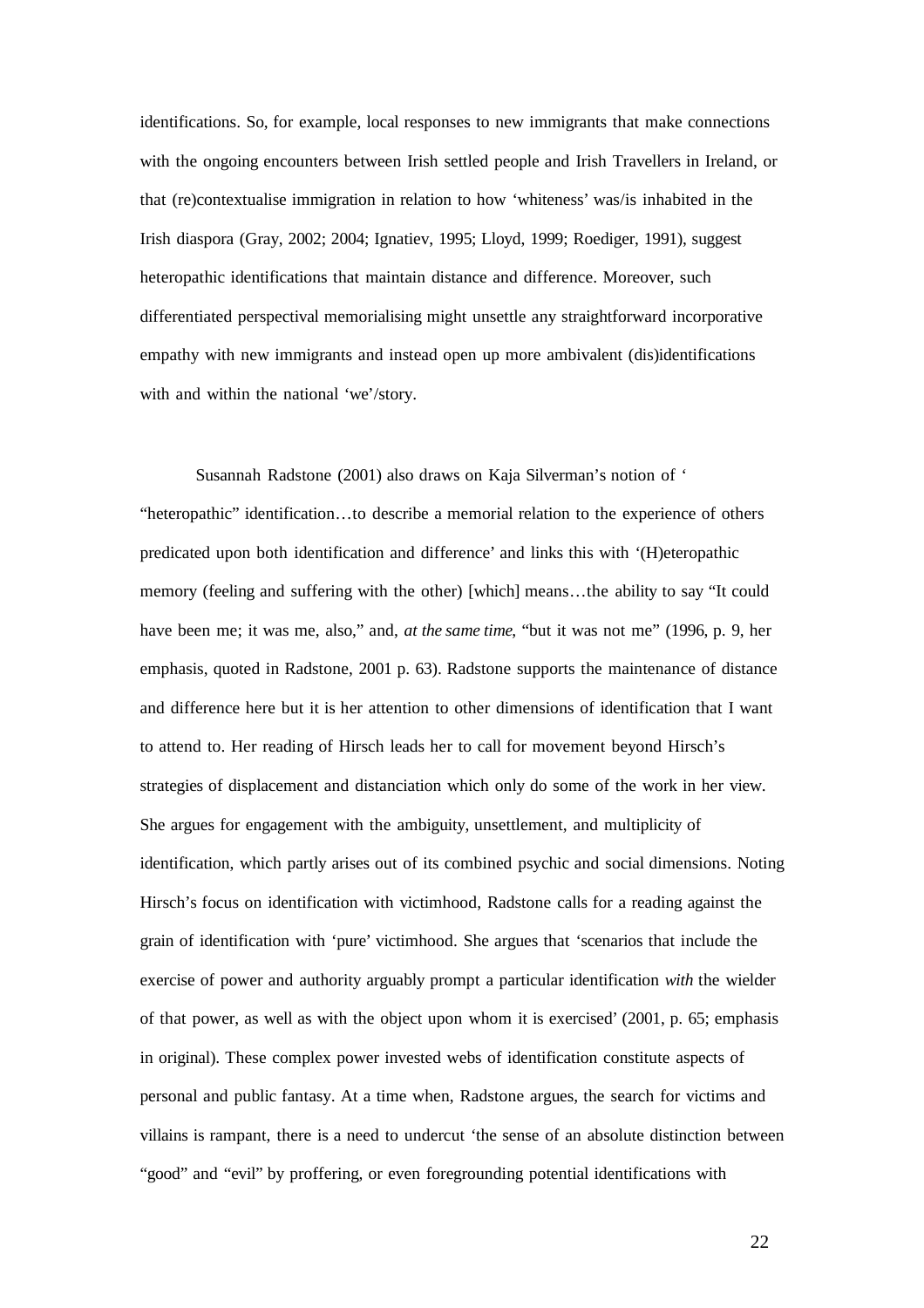identifications. So, for example, local responses to new immigrants that make connections with the ongoing encounters between Irish settled people and Irish Travellers in Ireland, or that (re)contextualise immigration in relation to how 'whiteness' was/is inhabited in the Irish diaspora (Gray, 2002; 2004; Ignatiev, 1995; Lloyd, 1999; Roediger, 1991), suggest heteropathic identifications that maintain distance and difference. Moreover, such differentiated perspectival memorialising might unsettle any straightforward incorporative empathy with new immigrants and instead open up more ambivalent (dis)identifications with and within the national 'we'/story.

Susannah Radstone (2001) also draws on Kaja Silverman's notion of ' "heteropathic" identification…to describe a memorial relation to the experience of others predicated upon both identification and difference' and links this with '(H)eteropathic memory (feeling and suffering with the other) [which] means…the ability to say "It could have been me; it was me, also," and, *at the same time*, "but it was not me" (1996, p. 9, her emphasis, quoted in Radstone, 2001 p. 63). Radstone supports the maintenance of distance and difference here but it is her attention to other dimensions of identification that I want to attend to. Her reading of Hirsch leads her to call for movement beyond Hirsch's strategies of displacement and distanciation which only do some of the work in her view. She argues for engagement with the ambiguity, unsettlement, and multiplicity of identification, which partly arises out of its combined psychic and social dimensions. Noting Hirsch's focus on identification with victimhood, Radstone calls for a reading against the grain of identification with 'pure' victimhood. She argues that 'scenarios that include the exercise of power and authority arguably prompt a particular identification *with* the wielder of that power, as well as with the object upon whom it is exercised' (2001, p. 65; emphasis in original). These complex power invested webs of identification constitute aspects of personal and public fantasy. At a time when, Radstone argues, the search for victims and villains is rampant, there is a need to undercut 'the sense of an absolute distinction between "good" and "evil" by proffering, or even foregrounding potential identifications with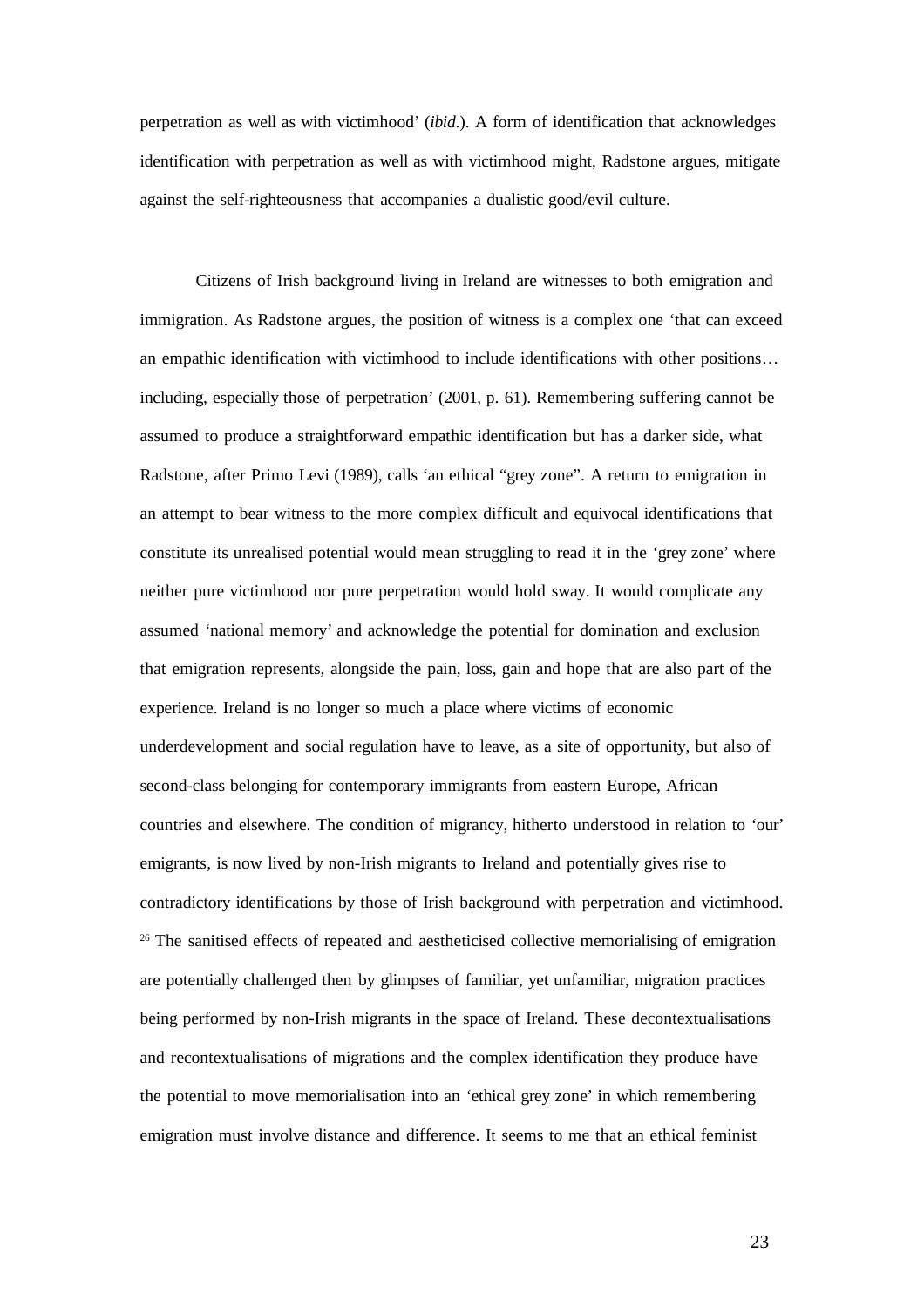perpetration as well as with victimhood' (*ibid*.). A form of identification that acknowledges identification with perpetration as well as with victimhood might, Radstone argues, mitigate against the self-righteousness that accompanies a dualistic good/evil culture.

Citizens of Irish background living in Ireland are witnesses to both emigration and immigration. As Radstone argues, the position of witness is a complex one 'that can exceed an empathic identification with victimhood to include identifications with other positions… including, especially those of perpetration' (2001, p. 61). Remembering suffering cannot be assumed to produce a straightforward empathic identification but has a darker side, what Radstone, after Primo Levi (1989), calls 'an ethical "grey zone". A return to emigration in an attempt to bear witness to the more complex difficult and equivocal identifications that constitute its unrealised potential would mean struggling to read it in the 'grey zone' where neither pure victimhood nor pure perpetration would hold sway. It would complicate any assumed 'national memory' and acknowledge the potential for domination and exclusion that emigration represents, alongside the pain, loss, gain and hope that are also part of the experience. Ireland is no longer so much a place where victims of economic underdevelopment and social regulation have to leave, as a site of opportunity, but also of second-class belonging for contemporary immigrants from eastern Europe, African countries and elsewhere. The condition of migrancy, hitherto understood in relation to 'our' emigrants, is now lived by non-Irish migrants to Ireland and potentially gives rise to contradictory identifications by those of Irish background with perpetration and victimhood. [26] The sanitised effects of repeated and aestheticised collective memorialising of emigration are potentially challenged then by glimpses of familiar, yet unfamiliar, migration practices being performed by non-Irish migrants in the space of Ireland. These decontextualisations and recontextualisations of migrations and the complex identification they produce have the potential to move memorialisation into an 'ethical grey zone' in which remembering emigration must involve distance and difference. It seems to me that an ethical feminist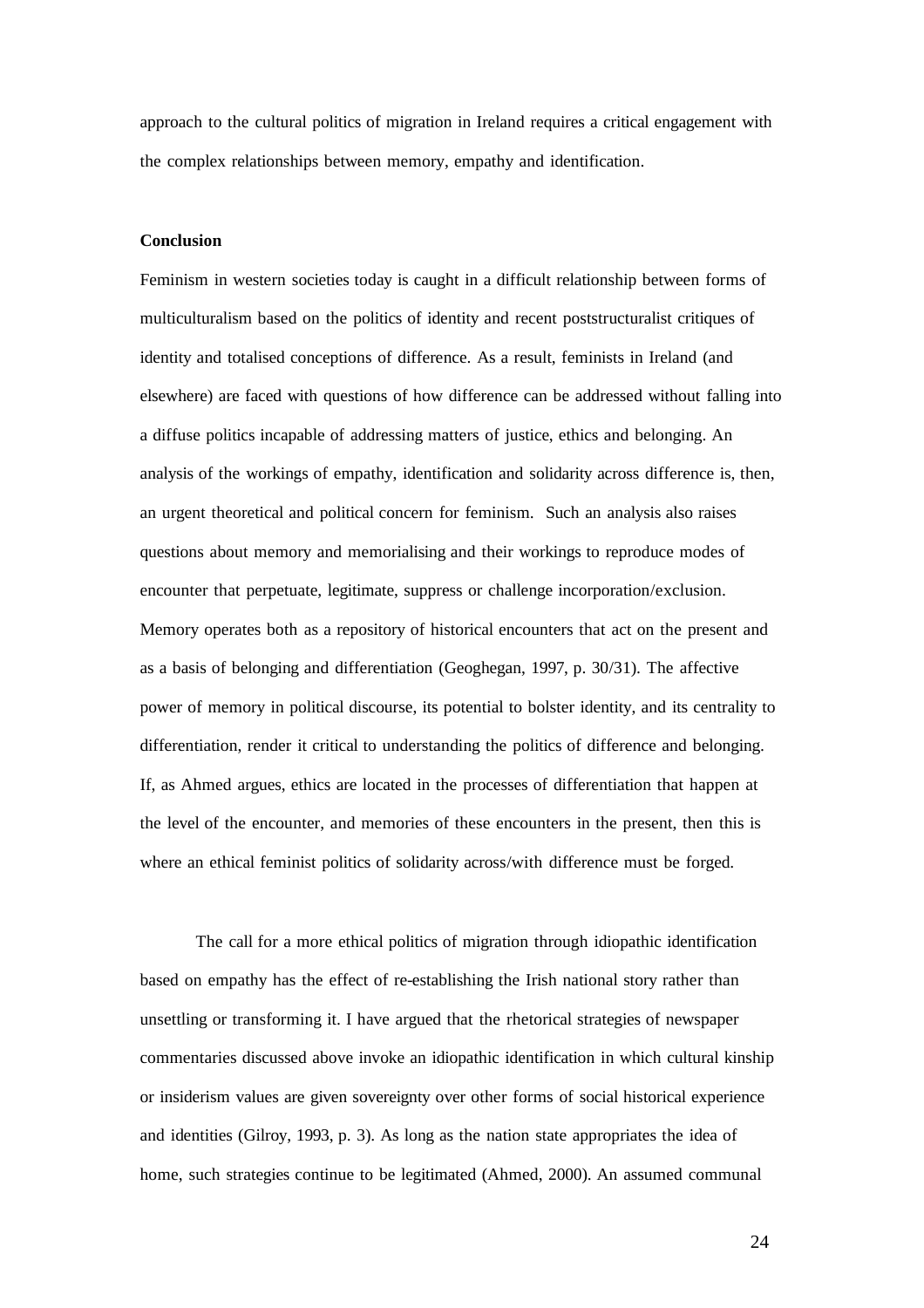approach to the cultural politics of migration in Ireland requires a critical engagement with the complex relationships between memory, empathy and identification.

## Conclusion

Feminism in western societies today is caught in a difficult relationship between forms of multiculturalism based on the politics of identity and recent poststructuralist critiques of identity and totalised conceptions of difference. As a result, feminists in Ireland (and elsewhere) are faced with questions of how difference can be addressed without falling into a diffuse politics incapable of addressing matters of justice, ethics and belonging. An analysis of the workings of empathy, identification and solidarity across difference is, then, an urgent theoretical and political concern for feminism. Such an analysis also raises questions about memory and memorialising and their workings to reproduce modes of encounter that perpetuate, legitimate, suppress or challenge incorporation/exclusion. Memory operates both as a repository of historical encounters that act on the present and as a basis of belonging and differentiation (Geoghegan, 1997, p. 30/31). The affective power of memory in political discourse, its potential to bolster identity, and its centrality to differentiation, render it critical to understanding the politics of difference and belonging. If, as Ahmed argues, ethics are located in the processes of differentiation that happen at the level of the encounter, and memories of these encounters in the present, then this is where an ethical feminist politics of solidarity across/with difference must be forged.

The call for a more ethical politics of migration through idiopathic identification based on empathy has the effect of re-establishing the Irish national story rather than unsettling or transforming it. I have argued that the rhetorical strategies of newspaper commentaries discussed above invoke an idiopathic identification in which cultural kinship or insiderism values are given sovereignty over other forms of social historical experience and identities (Gilroy, 1993, p. 3). As long as the nation state appropriates the idea of home, such strategies continue to be legitimated (Ahmed, 2000). An assumed communal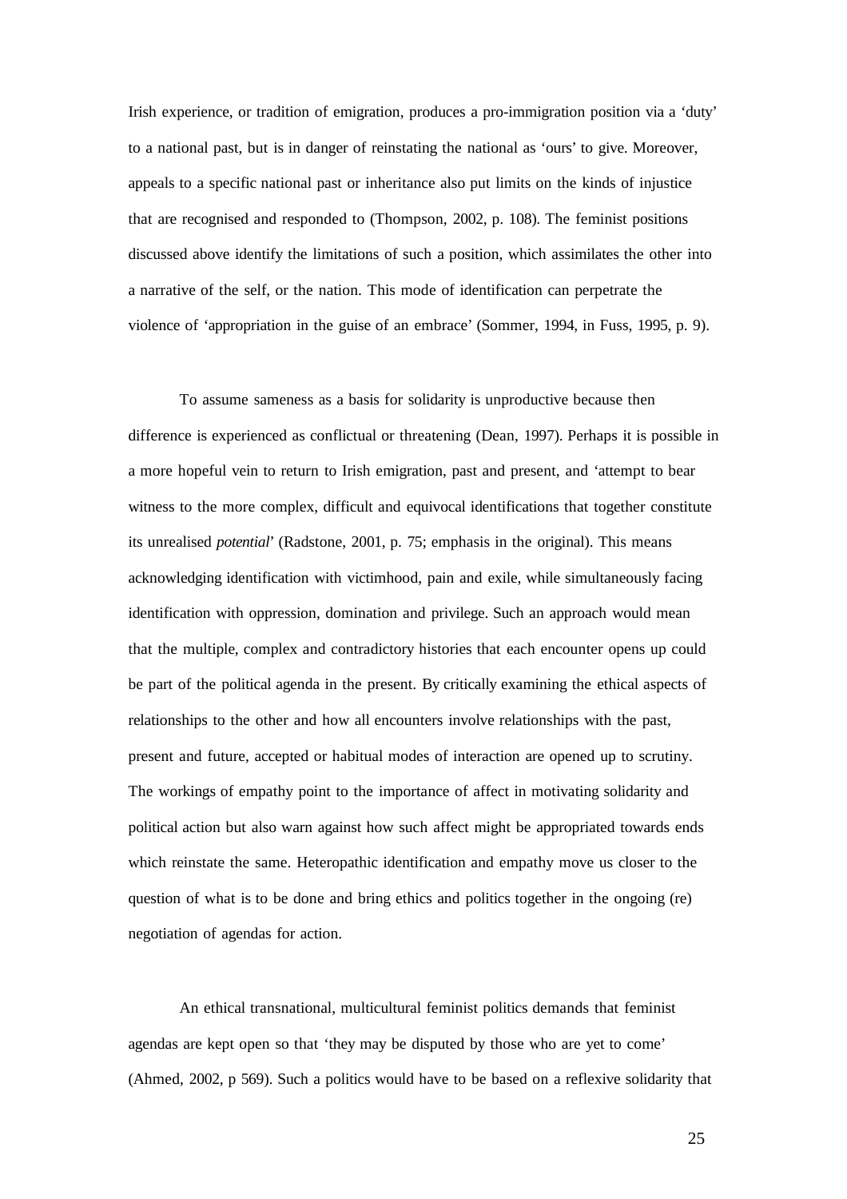Irish experience, or tradition of emigration, produces a pro-immigration position via a 'duty' to a national past, but is in danger of reinstating the national as 'ours' to give. Moreover, appeals to a specific national past or inheritance also put limits on the kinds of injustice that are recognised and responded to (Thompson, 2002, p. 108). The feminist positions discussed above identify the limitations of such a position, which assimilates the other into a narrative of the self, or the nation. This mode of identification can perpetrate the violence of 'appropriation in the guise of an embrace' (Sommer, 1994, in Fuss, 1995, p. 9).

To assume sameness as a basis for solidarity is unproductive because then difference is experienced as conflictual or threatening (Dean, 1997). Perhaps it is possible in a more hopeful vein to return to Irish emigration, past and present, and 'attempt to bear witness to the more complex, difficult and equivocal identifications that together constitute its unrealised *potential*' (Radstone, 2001, p. 75; emphasis in the original). This means acknowledging identification with victimhood, pain and exile, while simultaneously facing identification with oppression, domination and privilege. Such an approach would mean that the multiple, complex and contradictory histories that each encounter opens up could be part of the political agenda in the present. By critically examining the ethical aspects of relationships to the other and how all encounters involve relationships with the past, present and future, accepted or habitual modes of interaction are opened up to scrutiny. The workings of empathy point to the importance of affect in motivating solidarity and political action but also warn against how such affect might be appropriated towards ends which reinstate the same. Heteropathic identification and empathy move us closer to the question of what is to be done and bring ethics and politics together in the ongoing (re) negotiation of agendas for action.

An ethical transnational, multicultural feminist politics demands that feminist agendas are kept open so that 'they may be disputed by those who are yet to come' (Ahmed, 2002, p 569). Such a politics would have to be based on a reflexive solidarity that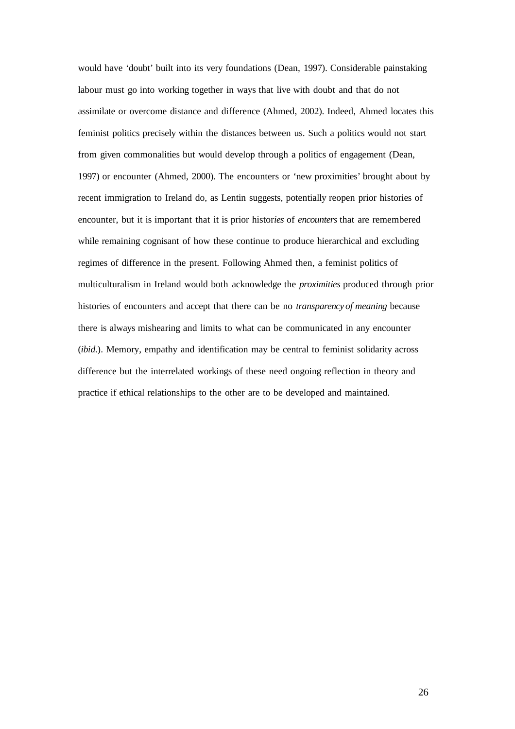would have 'doubt' built into its very foundations (Dean, 1997). Considerable painstaking labour must go into working together in ways that live with doubt and that do not assimilate or overcome distance and difference (Ahmed, 2002). Indeed, Ahmed locates this feminist politics precisely within the distances between us. Such a politics would not start from given commonalities but would develop through a politics of engagement (Dean, 1997) or encounter (Ahmed, 2000). The encounters or 'new proximities' brought about by recent immigration to Ireland do, as Lentin suggests, potentially reopen prior histories of encounter, but it is important that it is prior histor*ies* of *encounters* that are remembered while remaining cognisant of how these continue to produce hierarchical and excluding regimes of difference in the present. Following Ahmed then, a feminist politics of multiculturalism in Ireland would both acknowledge the *proximities* produced through prior histories of encounters and accept that there can be no *transparency of meaning* because there is always mishearing and limits to what can be communicated in any encounter (*ibid.*). Memory, empathy and identification may be central to feminist solidarity across difference but the interrelated workings of these need ongoing reflection in theory and practice if ethical relationships to the other are to be developed and maintained.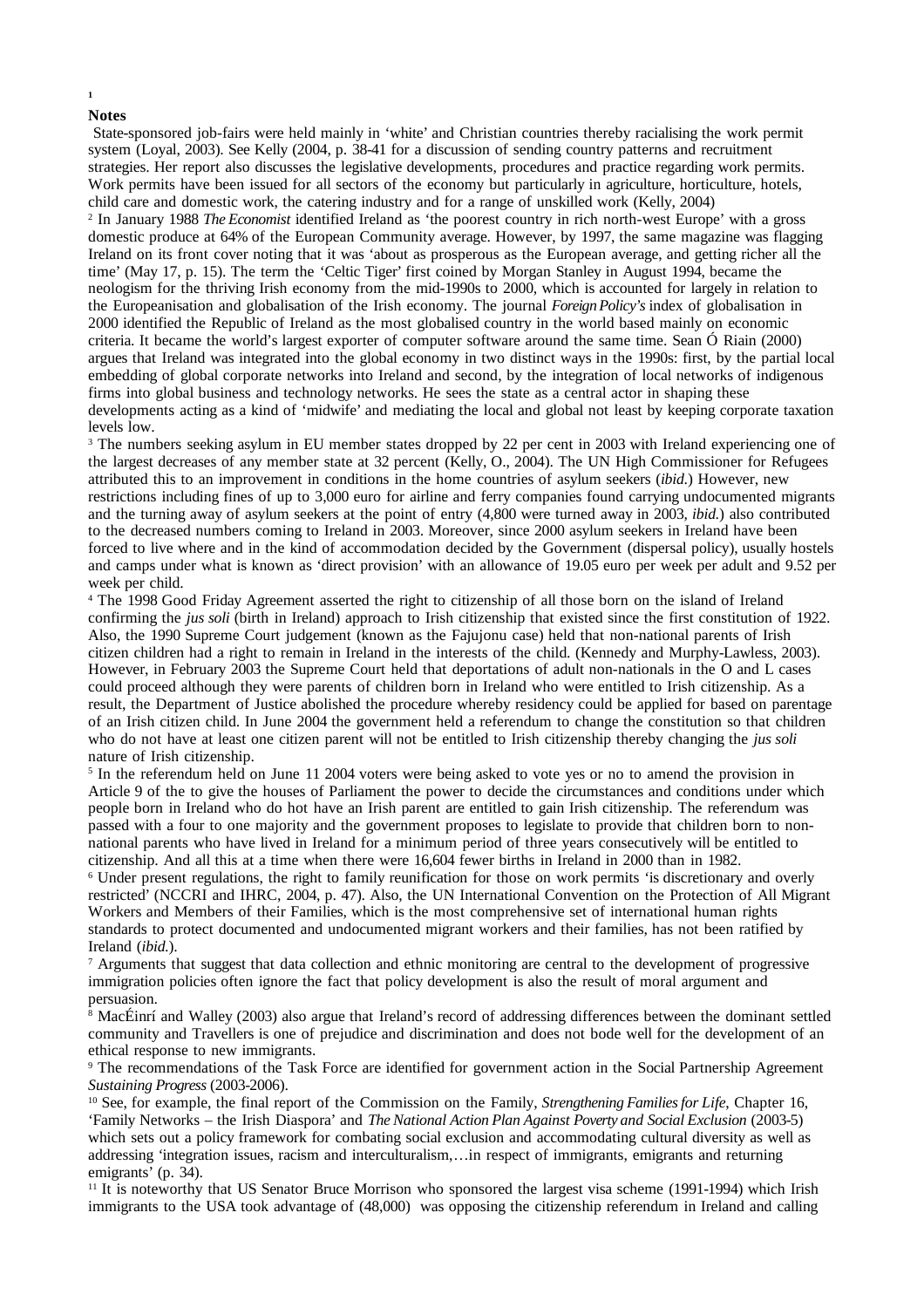## Notes

[1] State-sponsored job-fairs were held mainly in 'white' and Christian countries thereby racialising the work permit system (Loyal, 2003). See Kelly (2004, p. 38-41 for a discussion of sending country patterns and recruitment strategies. Her report also discusses the legislative developments, procedures and practice regarding work permits. Work permits have been issued for all sectors of the economy but particularly in agriculture, horticulture, hotels, child care and domestic work, the catering industry and for a range of unskilled work (Kelly, 2004)

[2] In January 1988 *The Economist* identified Ireland as 'the poorest country in rich north-west Europe' with a gross domestic produce at 64% of the European Community average. However, by 1997, the same magazine was flagging Ireland on its front cover noting that it was 'about as prosperous as the European average, and getting richer all the time' (May 17, p. 15). The term the 'Celtic Tiger' first coined by Morgan Stanley in August 1994, became the neologism for the thriving Irish economy from the mid-1990s to 2000, which is accounted for largely in relation to the Europeanisation and globalisation of the Irish economy. The journal *Foreign Policy's* index of globalisation in 2000 identified the Republic of Ireland as the most globalised country in the world based mainly on economic criteria. It became the world's largest exporter of computer software around the same time. Sean Ó Riain (2000) argues that Ireland was integrated into the global economy in two distinct ways in the 1990s: first, by the partial local embedding of global corporate networks into Ireland and second, by the integration of local networks of indigenous firms into global business and technology networks. He sees the state as a central actor in shaping these developments acting as a kind of 'midwife' and mediating the local and global not least by keeping corporate taxation levels low.

[3] The numbers seeking asylum in EU member states dropped by 22 per cent in 2003 with Ireland experiencing one of the largest decreases of any member state at 32 percent (Kelly, O., 2004). The UN High Commissioner for Refugees attributed this to an improvement in conditions in the home countries of asylum seekers (*ibid.*) However, new restrictions including fines of up to 3,000 euro for airline and ferry companies found carrying undocumented migrants and the turning away of asylum seekers at the point of entry (4,800 were turned away in 2003, *ibid.*) also contributed to the decreased numbers coming to Ireland in 2003. Moreover, since 2000 asylum seekers in Ireland have been forced to live where and in the kind of accommodation decided by the Government (dispersal policy), usually hostels and camps under what is known as 'direct provision' with an allowance of 19.05 euro per week per adult and 9.52 per week per child.

[4] The 1998 Good Friday Agreement asserted the right to citizenship of all those born on the island of Ireland confirming the *jus soli* (birth in Ireland) approach to Irish citizenship that existed since the first constitution of 1922. Also, the 1990 Supreme Court judgement (known as the Fajujonu case) held that non-national parents of Irish citizen children had a right to remain in Ireland in the interests of the child. (Kennedy and Murphy-Lawless, 2003). However, in February 2003 the Supreme Court held that deportations of adult non-nationals in the O and L cases could proceed although they were parents of children born in Ireland who were entitled to Irish citizenship. As a result, the Department of Justice abolished the procedure whereby residency could be applied for based on parentage of an Irish citizen child. In June 2004 the government held a referendum to change the constitution so that children who do not have at least one citizen parent will not be entitled to Irish citizenship thereby changing the *jus soli* nature of Irish citizenship.

[5] In the referendum held on June 11 2004 voters were being asked to vote yes or no to amend the provision in Article 9 of the to give the houses of Parliament the power to decide the circumstances and conditions under which people born in Ireland who do hot have an Irish parent are entitled to gain Irish citizenship. The referendum was passed with a four to one majority and the government proposes to legislate to provide that children born to non-national parents who have lived in Ireland for a minimum period of three years consecutively will be entitled to citizenship. And all this at a time when there were 16,604 fewer births in Ireland in 2000 than in 1982.

[6] Under present regulations, the right to family reunification for those on work permits 'is discretionary and overly restricted' (NCCRI and IHRC, 2004, p. 47). Also, the UN International Convention on the Protection of All Migrant Workers and Members of their Families, which is the most comprehensive set of international human rights standards to protect documented and undocumented migrant workers and their families, has not been ratified by Ireland (*ibid.*).

[7] Arguments that suggest that data collection and ethnic monitoring are central to the development of progressive immigration policies often ignore the fact that policy development is also the result of moral argument and persuasion.

[8] MacÉinrí and Walley (2003) also argue that Ireland's record of addressing differences between the dominant settled community and Travellers is one of prejudice and discrimination and does not bode well for the development of an ethical response to new immigrants.

[9] The recommendations of the Task Force are identified for government action in the Social Partnership Agreement *Sustaining Progress* (2003-2006).

[10] See, for example, the final report of the Commission on the Family, *Strengthening Families for Life*, Chapter 16, 'Family Networks – the Irish Diaspora' and *The National Action Plan Against Poverty and Social Exclusion* (2003-5) which sets out a policy framework for combating social exclusion and accommodating cultural diversity as well as addressing 'integration issues, racism and interculturalism,…in respect of immigrants, emigrants and returning emigrants' (p. 34).

[11] It is noteworthy that US Senator Bruce Morrison who sponsored the largest visa scheme (1991-1994) which Irish immigrants to the USA took advantage of (48,000) was opposing the citizenship referendum in Ireland and calling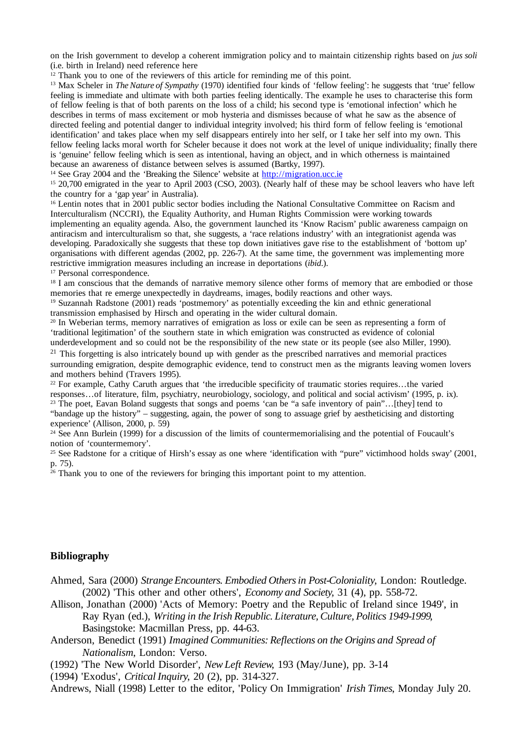on the Irish government to develop a coherent immigration policy and to maintain citizenship rights based on *jus soli* (i.e. birth in Ireland) need reference here

[12] Thank you to one of the reviewers of this article for reminding me of this point.

[13] Max Scheler in *The Nature of Sympathy* (1970) identified four kinds of 'fellow feeling': he suggests that 'true' fellow feeling is immediate and ultimate with both parties feeling identically. The example he uses to characterise this form of fellow feeling is that of both parents on the loss of a child; his second type is 'emotional infection' which he describes in terms of mass excitement or mob hysteria and dismisses because of what he saw as the absence of directed feeling and potential danger to individual integrity involved; his third form of fellow feeling is 'emotional identification' and takes place when my self disappears entirely into her self, or I take her self into my own. This fellow feeling lacks moral worth for Scheler because it does not work at the level of unique individuality; finally there is 'genuine' fellow feeling which is seen as intentional, having an object, and in which otherness is maintained because an awareness of distance between selves is assumed (Bartky, 1997).

[14] See Gray 2004 and the 'Breaking the Silence' website at http://migration.ucc.ie

[15] 20,700 emigrated in the year to April 2003 (CSO, 2003). (Nearly half of these may be school leavers who have left the country for a 'gap year' in Australia).

[16] Lentin notes that in 2001 public sector bodies including the National Consultative Committee on Racism and Interculturalism (NCCRI), the Equality Authority, and Human Rights Commission were working towards implementing an equality agenda. Also, the government launched its 'Know Racism' public awareness campaign on antiracism and interculturalism so that, she suggests, a 'race relations industry' with an integrationist agenda was developing. Paradoxically she suggests that these top down initiatives gave rise to the establishment of 'bottom up' organisations with different agendas (2002, pp. 226-7). At the same time, the government was implementing more restrictive immigration measures including an increase in deportations (*ibid*.).

[17] Personal correspondence.

[18] I am conscious that the demands of narrative memory silence other forms of memory that are embodied or those memories that re emerge unexpectedly in daydreams, images, bodily reactions and other ways.

[19] Suzannah Radstone (2001) reads 'postmemory' as potentially exceeding the kin and ethnic generational transmission emphasised by Hirsch and operating in the wider cultural domain.

[20] In Weberian terms, memory narratives of emigration as loss or exile can be seen as representing a form of 'traditional legitimation' of the southern state in which emigration was constructed as evidence of colonial underdevelopment and so could not be the responsibility of the new state or its people (see also Miller, 1990).

[21] This forgetting is also intricately bound up with gender as the prescribed narratives and memorial practices surrounding emigration, despite demographic evidence, tend to construct men as the migrants leaving women lovers and mothers behind (Travers 1995).

[22] For example, Cathy Caruth argues that 'the irreducible specificity of traumatic stories requires…the varied responses…of literature, film, psychiatry, neurobiology, sociology, and political and social activism' (1995, p. ix).

[23] The poet, Eavan Boland suggests that songs and poems 'can be "a safe inventory of pain"…[they] tend to "bandage up the history" – suggesting, again, the power of song to assuage grief by aestheticising and distorting experience' (Allison, 2000, p. 59)

[24] See Ann Burlein (1999) for a discussion of the limits of countermemorialising and the potential of Foucault's notion of 'countermemory'.

[25] See Radstone for a critique of Hirsh's essay as one where 'identification with "pure" victimhood holds sway' (2001, p. 75).

[26] Thank you to one of the reviewers for bringing this important point to my attention.

## Bibliography

Ahmed, Sara (2000) *Strange Encounters. Embodied Others in Post-Coloniality*, London: Routledge.
(2002) 'This other and other others', *Economy and Society*, 31 (4), pp. 558-72.

Allison, Jonathan (2000) 'Acts of Memory: Poetry and the Republic of Ireland since 1949', in Ray Ryan (ed.), *Writing in the Irish Republic. Literature, Culture, Politics 1949-1999*, Basingstoke: Macmillan Press, pp. 44-63.

Anderson, Benedict (1991) *Imagined Communities: Reflections on the Origins and Spread of Nationalism*, London: Verso.

(1992) 'The New World Disorder', *New Left Review*, 193 (May/June), pp. 3-14

(1994) 'Exodus', *Critical Inquiry*, 20 (2), pp. 314-327.

Andrews, Niall (1998) Letter to the editor, 'Policy On Immigration' *Irish Times*, Monday July 20.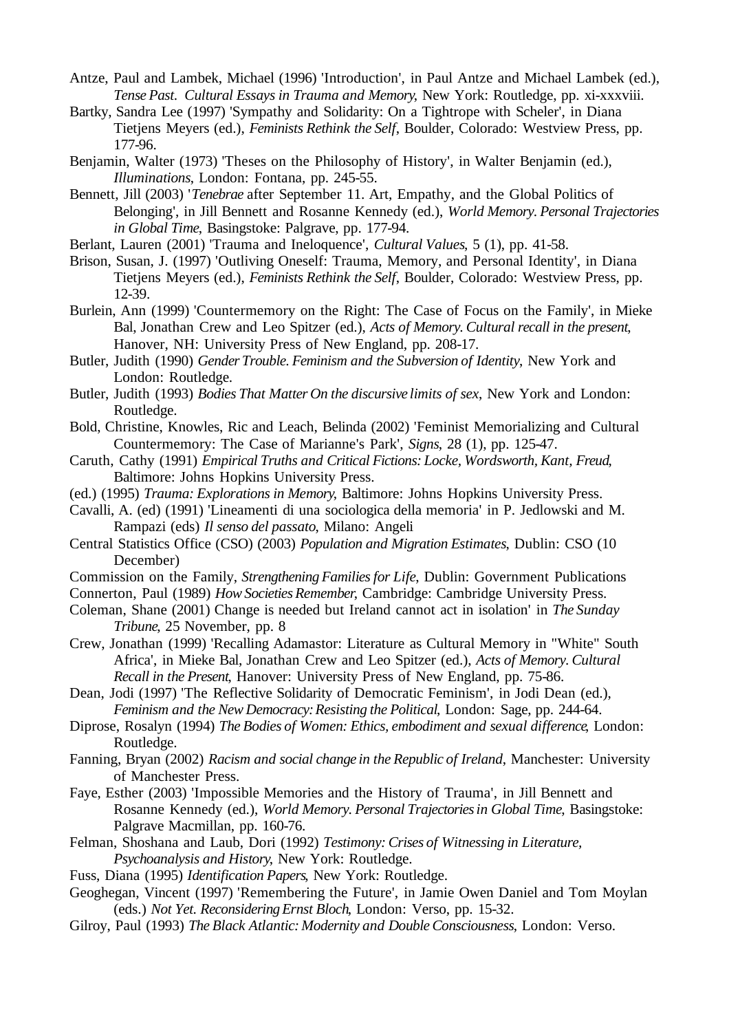Antze, Paul and Lambek, Michael (1996) 'Introduction', in Paul Antze and Michael Lambek (ed.), *Tense Past. Cultural Essays in Trauma and Memory*, New York: Routledge, pp. xi-xxxviii.

Bartky, Sandra Lee (1997) 'Sympathy and Solidarity: On a Tightrope with Scheler', in Diana Tietjens Meyers (ed.), *Feminists Rethink the Self*, Boulder, Colorado: Westview Press, pp. 177-96.

Benjamin, Walter (1973) 'Theses on the Philosophy of History', in Walter Benjamin (ed.), *Illuminations*, London: Fontana, pp. 245-55.

Bennett, Jill (2003) '*Tenebrae* after September 11. Art, Empathy, and the Global Politics of Belonging', in Jill Bennett and Rosanne Kennedy (ed.), *World Memory. Personal Trajectories in Global Time*, Basingstoke: Palgrave, pp. 177-94.

Berlant, Lauren (2001) 'Trauma and Ineloquence', *Cultural Values*, 5 (1), pp. 41-58.

Brison, Susan, J. (1997) 'Outliving Oneself: Trauma, Memory, and Personal Identity', in Diana Tietjens Meyers (ed.), *Feminists Rethink the Self*, Boulder, Colorado: Westview Press, pp. 12-39.

Burlein, Ann (1999) 'Countermemory on the Right: The Case of Focus on the Family', in Mieke Bal, Jonathan Crew and Leo Spitzer (ed.), *Acts of Memory. Cultural recall in the present*, Hanover, NH: University Press of New England, pp. 208-17.

Butler, Judith (1990) *Gender Trouble. Feminism and the Subversion of Identity*, New York and London: Routledge.

Butler, Judith (1993) *Bodies That Matter On the discursive limits of sex*, New York and London: Routledge.

Bold, Christine, Knowles, Ric and Leach, Belinda (2002) 'Feminist Memorializing and Cultural Countermemory: The Case of Marianne's Park', *Signs*, 28 (1), pp. 125-47.

Caruth, Cathy (1991) *Empirical Truths and Critical Fictions: Locke, Wordsworth, Kant, Freud*, Baltimore: Johns Hopkins University Press.

(ed.) (1995) *Trauma: Explorations in Memory*, Baltimore: Johns Hopkins University Press.

Cavalli, A. (ed) (1991) 'Lineamenti di una sociologica della memoria' in P. Jedlowski and M. Rampazi (eds) *Il senso del passato*, Milano: Angeli

Central Statistics Office (CSO) (2003) *Population and Migration Estimates*, Dublin: CSO (10 December)

Commission on the Family, *Strengthening Families for Life*, Dublin: Government Publications

Connerton, Paul (1989) *How Societies Remember*, Cambridge: Cambridge University Press.

Coleman, Shane (2001) Change is needed but Ireland cannot act in isolation' in *The Sunday Tribune*, 25 November, pp. 8

Crew, Jonathan (1999) 'Recalling Adamastor: Literature as Cultural Memory in "White" South Africa', in Mieke Bal, Jonathan Crew and Leo Spitzer (ed.), *Acts of Memory. Cultural Recall in the Present*, Hanover: University Press of New England, pp. 75-86.

Dean, Jodi (1997) 'The Reflective Solidarity of Democratic Feminism', in Jodi Dean (ed.), *Feminism and the New Democracy: Resisting the Political*, London: Sage, pp. 244-64.

Diprose, Rosalyn (1994) *The Bodies of Women: Ethics, embodiment and sexual difference*, London: Routledge.

Fanning, Bryan (2002) *Racism and social change in the Republic of Ireland*, Manchester: University of Manchester Press.

Faye, Esther (2003) 'Impossible Memories and the History of Trauma', in Jill Bennett and Rosanne Kennedy (ed.), *World Memory. Personal Trajectories in Global Time*, Basingstoke: Palgrave Macmillan, pp. 160-76.

Felman, Shoshana and Laub, Dori (1992) *Testimony: Crises of Witnessing in Literature, Psychoanalysis and History*, New York: Routledge.

Fuss, Diana (1995) *Identification Papers*, New York: Routledge.

Geoghegan, Vincent (1997) 'Remembering the Future', in Jamie Owen Daniel and Tom Moylan (eds.) *Not Yet. Reconsidering Ernst Bloch*, London: Verso, pp. 15-32.

Gilroy, Paul (1993) *The Black Atlantic: Modernity and Double Consciousness*, London: Verso.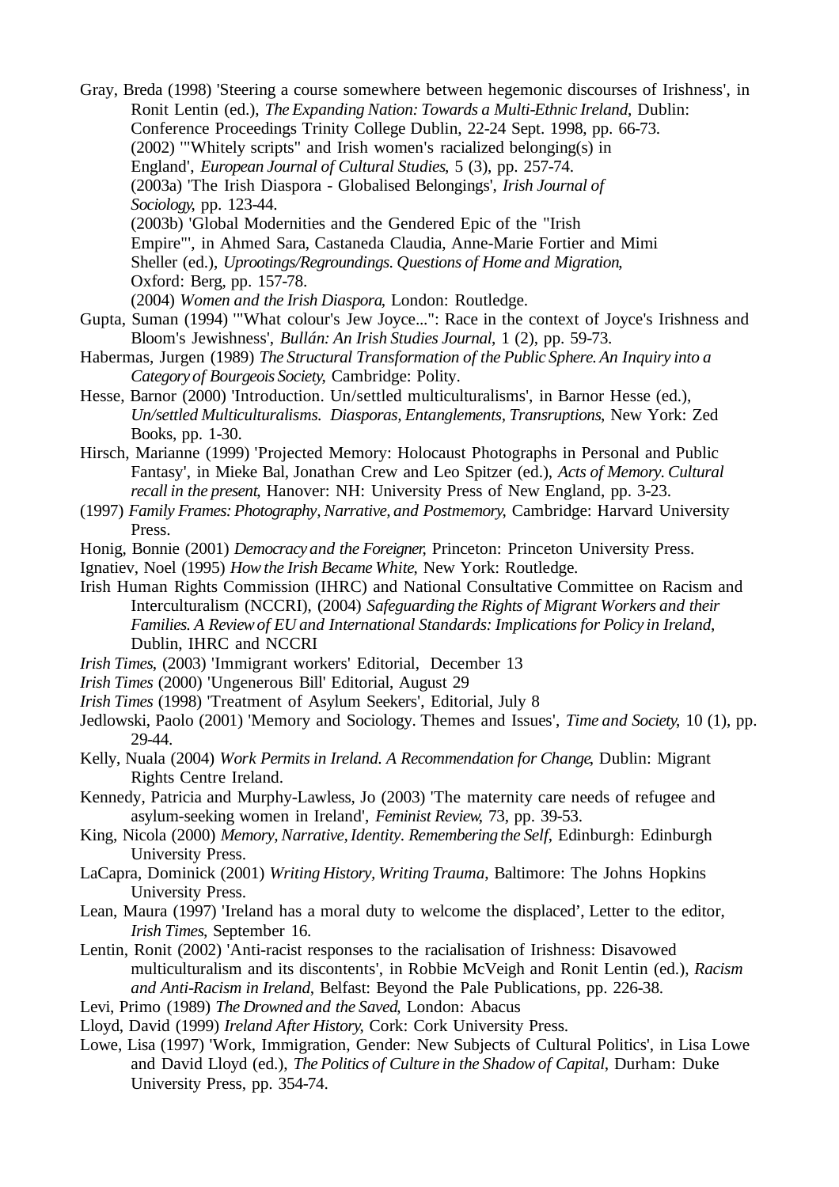Gray, Breda (1998) 'Steering a course somewhere between hegemonic discourses of Irishness', in Ronit Lentin (ed.), *The Expanding Nation: Towards a Multi-Ethnic Ireland*, Dublin: Conference Proceedings Trinity College Dublin, 22-24 Sept. 1998, pp. 66-73.

(2002) '"Whitely scripts" and Irish women's racialized belonging(s) in England', *European Journal of Cultural Studies*, 5 (3), pp. 257-74.

(2003a) 'The Irish Diaspora - Globalised Belongings', *Irish Journal of Sociology*, pp. 123-44.

(2003b) 'Global Modernities and the Gendered Epic of the "Irish Empire"', in Ahmed Sara, Castaneda Claudia, Anne-Marie Fortier and Mimi Sheller (ed.), *Uprootings/Regroundings. Questions of Home and Migration*, Oxford: Berg, pp. 157-78.

(2004) *Women and the Irish Diaspora*, London: Routledge.

Gupta, Suman (1994) '"What colour's Jew Joyce...": Race in the context of Joyce's Irishness and Bloom's Jewishness', *Bullán: An Irish Studies Journal*, 1 (2), pp. 59-73.

Habermas, Jurgen (1989) *The Structural Transformation of the Public Sphere. An Inquiry into a Category of Bourgeois Society*, Cambridge: Polity.

Hesse, Barnor (2000) 'Introduction. Un/settled multiculturalisms', in Barnor Hesse (ed.), *Un/settled Multiculturalisms. Diasporas, Entanglements, Transruptions*, New York: Zed Books, pp. 1-30.

Hirsch, Marianne (1999) 'Projected Memory: Holocaust Photographs in Personal and Public Fantasy', in Mieke Bal, Jonathan Crew and Leo Spitzer (ed.), *Acts of Memory. Cultural recall in the present*, Hanover: NH: University Press of New England, pp. 3-23.

(1997) *Family Frames: Photography, Narrative, and Postmemory*, Cambridge: Harvard University Press.

Honig, Bonnie (2001) *Democracy and the Foreigner*, Princeton: Princeton University Press.

Ignatiev, Noel (1995) *How the Irish Became White*, New York: Routledge.

Irish Human Rights Commission (IHRC) and National Consultative Committee on Racism and Interculturalism (NCCRI), (2004) *Safeguarding the Rights of Migrant Workers and their Families. A Review of EU and International Standards: Implications for Policy in Ireland*, Dublin, IHRC and NCCRI

*Irish Times*, (2003) 'Immigrant workers' Editorial, December 13

*Irish Times* (2000) 'Ungenerous Bill' Editorial, August 29

*Irish Times* (1998) 'Treatment of Asylum Seekers', Editorial, July 8

Jedlowski, Paolo (2001) 'Memory and Sociology. Themes and Issues', *Time and Society*, 10 (1), pp. 29-44.

Kelly, Nuala (2004) *Work Permits in Ireland. A Recommendation for Change*, Dublin: Migrant Rights Centre Ireland.

Kennedy, Patricia and Murphy-Lawless, Jo (2003) 'The maternity care needs of refugee and asylum-seeking women in Ireland', *Feminist Review*, 73, pp. 39-53.

King, Nicola (2000) *Memory, Narrative, Identity. Remembering the Self*, Edinburgh: Edinburgh University Press.

LaCapra, Dominick (2001) *Writing History, Writing Trauma*, Baltimore: The Johns Hopkins University Press.

Lean, Maura (1997) 'Ireland has a moral duty to welcome the displaced', Letter to the editor, *Irish Times*, September 16.

Lentin, Ronit (2002) 'Anti-racist responses to the racialisation of Irishness: Disavowed multiculturalism and its discontents', in Robbie McVeigh and Ronit Lentin (ed.), *Racism and Anti-Racism in Ireland*, Belfast: Beyond the Pale Publications, pp. 226-38.

Levi, Primo (1989) *The Drowned and the Saved*, London: Abacus

Lloyd, David (1999) *Ireland After History*, Cork: Cork University Press.

Lowe, Lisa (1997) 'Work, Immigration, Gender: New Subjects of Cultural Politics', in Lisa Lowe and David Lloyd (ed.), *The Politics of Culture in the Shadow of Capital*, Durham: Duke University Press, pp. 354-74.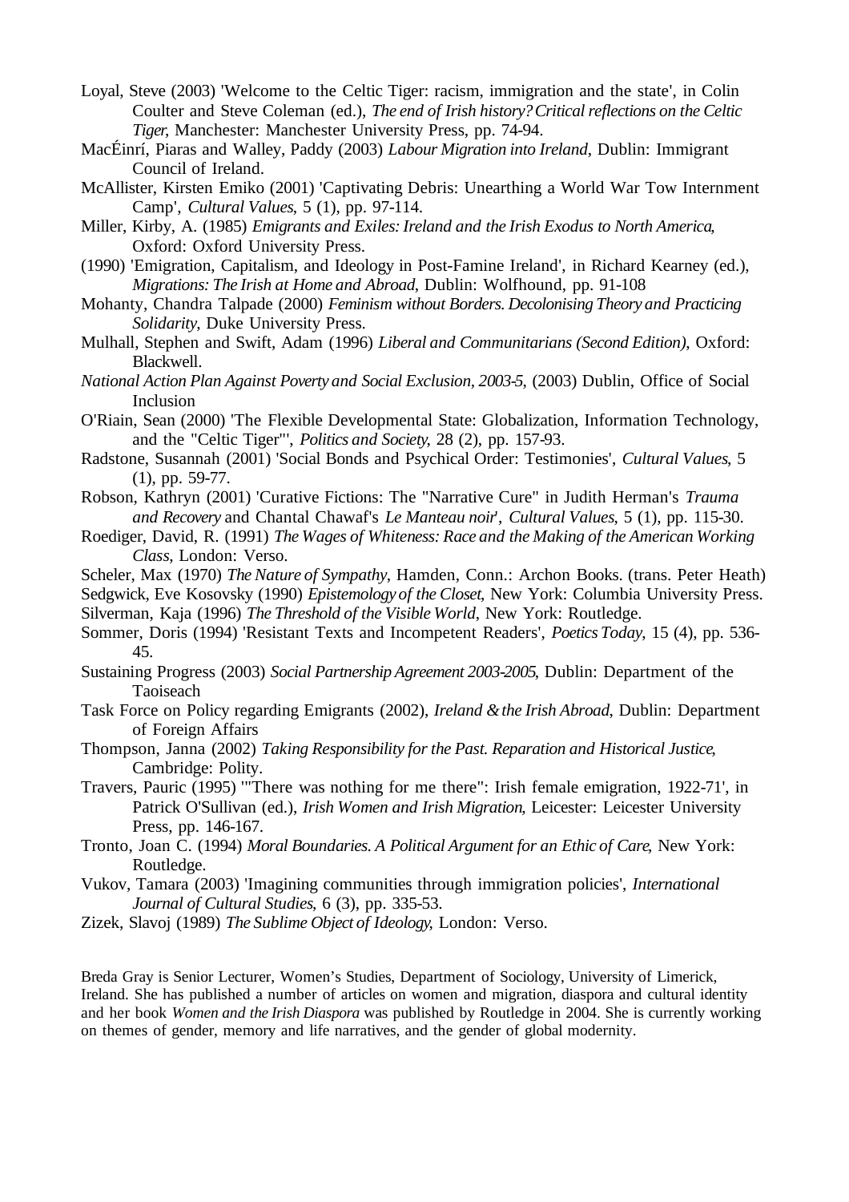Loyal, Steve (2003) 'Welcome to the Celtic Tiger: racism, immigration and the state', in Colin Coulter and Steve Coleman (ed.), *The end of Irish history? Critical reflections on the Celtic Tiger*, Manchester: Manchester University Press, pp. 74-94.

MacÉinrí, Piaras and Walley, Paddy (2003) *Labour Migration into Ireland*, Dublin: Immigrant Council of Ireland.

McAllister, Kirsten Emiko (2001) 'Captivating Debris: Unearthing a World War Tow Internment Camp', *Cultural Values*, 5 (1), pp. 97-114.

Miller, Kirby, A. (1985) *Emigrants and Exiles: Ireland and the Irish Exodus to North America*, Oxford: Oxford University Press.

(1990) 'Emigration, Capitalism, and Ideology in Post-Famine Ireland', in Richard Kearney (ed.), *Migrations: The Irish at Home and Abroad*, Dublin: Wolfhound, pp. 91-108

Mohanty, Chandra Talpade (2000) *Feminism without Borders. Decolonising Theory and Practicing Solidarity*, Duke University Press.

Mulhall, Stephen and Swift, Adam (1996) *Liberal and Communitarians (Second Edition)*, Oxford: Blackwell.

*National Action Plan Against Poverty and Social Exclusion, 2003-5*, (2003) Dublin, Office of Social Inclusion

O'Riain, Sean (2000) 'The Flexible Developmental State: Globalization, Information Technology, and the "Celtic Tiger"', *Politics and Society*, 28 (2), pp. 157-93.

Radstone, Susannah (2001) 'Social Bonds and Psychical Order: Testimonies', *Cultural Values*, 5 (1), pp. 59-77.

Robson, Kathryn (2001) 'Curative Fictions: The "Narrative Cure" in Judith Herman's *Trauma and Recovery* and Chantal Chawaf's *Le Manteau noir*', *Cultural Values*, 5 (1), pp. 115-30.

Roediger, David, R. (1991) *The Wages of Whiteness: Race and the Making of the American Working Class*, London: Verso.

Scheler, Max (1970) *The Nature of Sympathy*, Hamden, Conn.: Archon Books. (trans. Peter Heath)

Sedgwick, Eve Kosovsky (1990) *Epistemology of the Closet*, New York: Columbia University Press.

Silverman, Kaja (1996) *The Threshold of the Visible World*, New York: Routledge.

Sommer, Doris (1994) 'Resistant Texts and Incompetent Readers', *Poetics Today*, 15 (4), pp. 536-45.

Sustaining Progress (2003) *Social Partnership Agreement 2003-2005*, Dublin: Department of the Taoiseach

Task Force on Policy regarding Emigrants (2002), *Ireland & the Irish Abroad*, Dublin: Department of Foreign Affairs

Thompson, Janna (2002) *Taking Responsibility for the Past. Reparation and Historical Justice*, Cambridge: Polity.

Travers, Pauric (1995) '"There was nothing for me there": Irish female emigration, 1922-71', in Patrick O'Sullivan (ed.), *Irish Women and Irish Migration*, Leicester: Leicester University Press, pp. 146-167.

Tronto, Joan C. (1994) *Moral Boundaries. A Political Argument for an Ethic of Care*, New York: Routledge.

Vukov, Tamara (2003) 'Imagining communities through immigration policies', *International Journal of Cultural Studies*, 6 (3), pp. 335-53.

Zizek, Slavoj (1989) *The Sublime Object of Ideology*, London: Verso.

Breda Gray is Senior Lecturer, Women's Studies, Department of Sociology, University of Limerick, Ireland. She has published a number of articles on women and migration, diaspora and cultural identity and her book *Women and the Irish Diaspora* was published by Routledge in 2004. She is currently working on themes of gender, memory and life narratives, and the gender of global modernity.